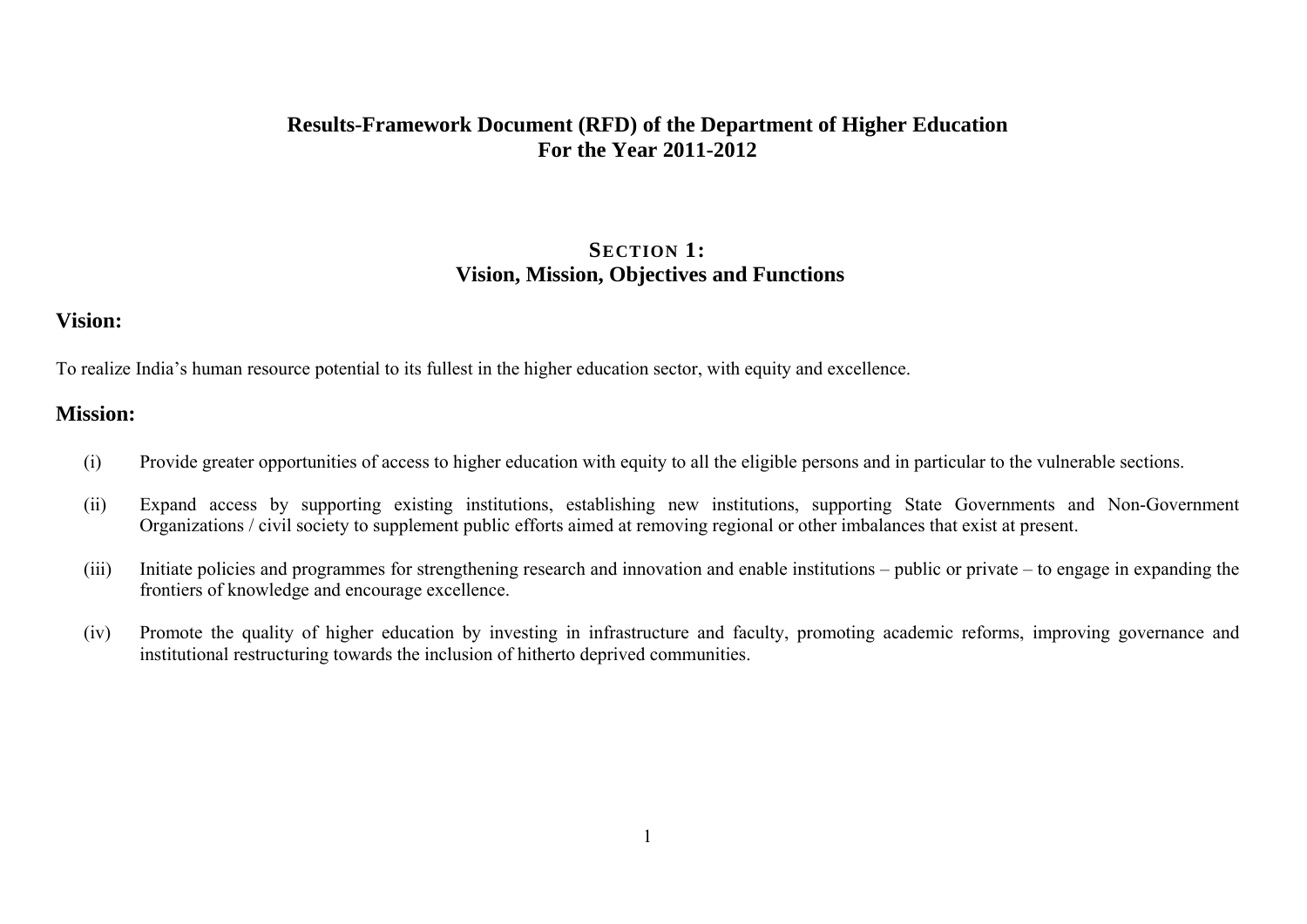# Results-Framework Document (RFD) of the Department of Higher Education
# For the Year 2011-2012

## SECTION 1:
## Vision, Mission, Objectives and Functions

### Vision:

To realize India's human resource potential to its fullest in the higher education sector, with equity and excellence.

### Mission:

(i) Provide greater opportunities of access to higher education with equity to all the eligible persons and in particular to the vulnerable sections.

(ii) Expand access by supporting existing institutions, establishing new institutions, supporting State Governments and Non-Government Organizations / civil society to supplement public efforts aimed at removing regional or other imbalances that exist at present.

(iii) Initiate policies and programmes for strengthening research and innovation and enable institutions – public or private – to engage in expanding the frontiers of knowledge and encourage excellence.

(iv) Promote the quality of higher education by investing in infrastructure and faculty, promoting academic reforms, improving governance and institutional restructuring towards the inclusion of hitherto deprived communities.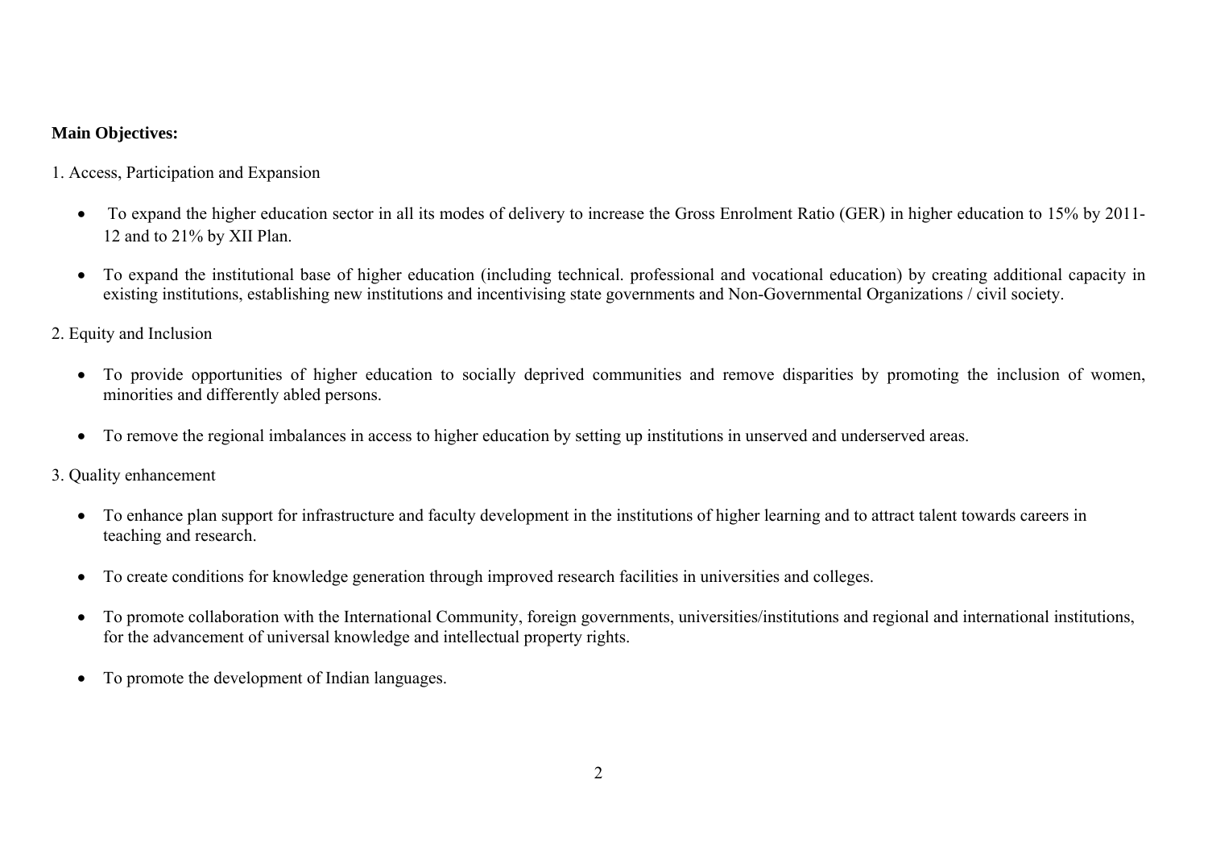**Main Objectives:**

1. Access, Participation and Expansion

- To expand the higher education sector in all its modes of delivery to increase the Gross Enrolment Ratio (GER) in higher education to 15% by 2011-12 and to 21% by XII Plan.
- To expand the institutional base of higher education (including technical. professional and vocational education) by creating additional capacity in existing institutions, establishing new institutions and incentivising state governments and Non-Governmental Organizations / civil society.

2. Equity and Inclusion

- To provide opportunities of higher education to socially deprived communities and remove disparities by promoting the inclusion of women, minorities and differently abled persons.
- To remove the regional imbalances in access to higher education by setting up institutions in unserved and underserved areas.

3. Quality enhancement

- To enhance plan support for infrastructure and faculty development in the institutions of higher learning and to attract talent towards careers in teaching and research.
- To create conditions for knowledge generation through improved research facilities in universities and colleges.
- To promote collaboration with the International Community, foreign governments, universities/institutions and regional and international institutions, for the advancement of universal knowledge and intellectual property rights.
- To promote the development of Indian languages.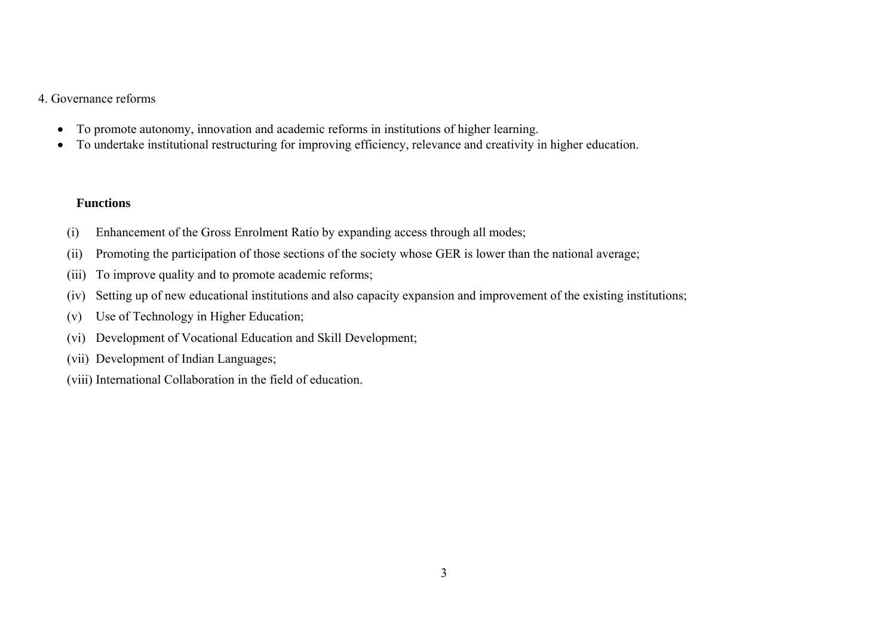4. Governance reforms

- To promote autonomy, innovation and academic reforms in institutions of higher learning.
- To undertake institutional restructuring for improving efficiency, relevance and creativity in higher education.

**Functions**

(i) Enhancement of the Gross Enrolment Ratio by expanding access through all modes;

(ii) Promoting the participation of those sections of the society whose GER is lower than the national average;

(iii) To improve quality and to promote academic reforms;

(iv) Setting up of new educational institutions and also capacity expansion and improvement of the existing institutions;

(v) Use of Technology in Higher Education;

(vi) Development of Vocational Education and Skill Development;

(vii) Development of Indian Languages;

(viii) International Collaboration in the field of education.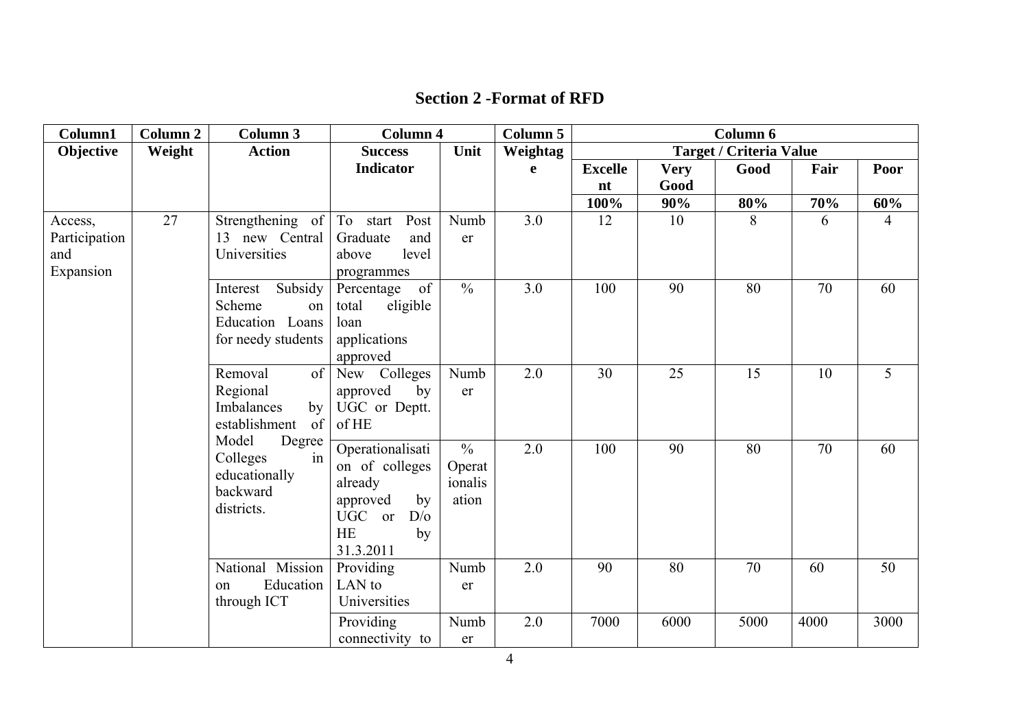## Section 2 -Format of RFD

| Column1 | Column 2 | Column 3 | Column 4 | | Column 5 | Column 6 | | | | |
|---|---|---|---|---|---|---|---|---|---|---|
| Objective | Weight | Action | Success Indicator | Unit | Weightage | Target / Criteria Value | | | | |
| | | | | | | Excellent | Very Good | Good | Fair | Poor |
| | | | | | | 100% | 90% | 80% | 70% | 60% |
| Access, Participation and Expansion | 27 | Strengthening of 13 new Central Universities | To start Post Graduate and above level programmes | Number | 3.0 | 12 | 10 | 8 | 6 | 4 |
| | | Interest Subsidy Scheme on Education Loans for needy students | Percentage of total eligible loan applications approved | % | 3.0 | 100 | 90 | 80 | 70 | 60 |
| | | Removal of Regional Imbalances by establishment of Model Degree Colleges in educationally backward districts. | New Colleges approved by UGC or Deptt. of HE | Number | 2.0 | 30 | 25 | 15 | 10 | 5 |
| | | | Operationalisation of colleges already approved by UGC or D/o HE by 31.3.2011 | % Operationalisation | 2.0 | 100 | 90 | 80 | 70 | 60 |
| | | National Mission on Education through ICT | Providing LAN to Universities | Number | 2.0 | 90 | 80 | 70 | 60 | 50 |
| | | | Providing connectivity to | Number | 2.0 | 7000 | 6000 | 5000 | 4000 | 3000 |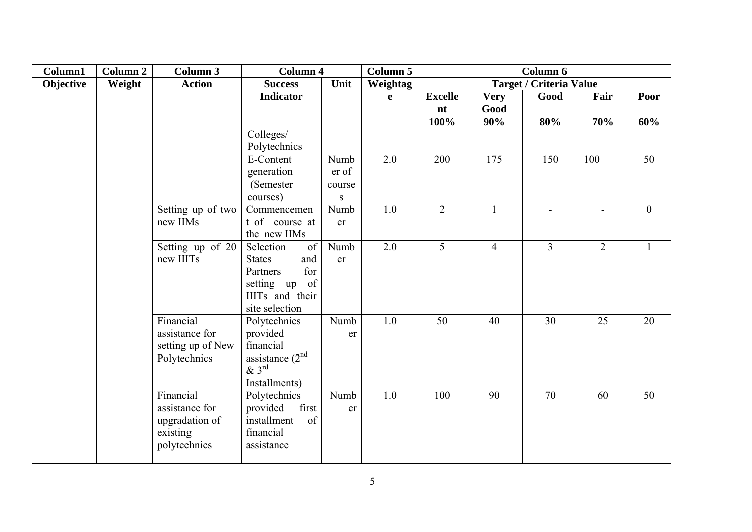| Column1 | Column 2 | Column 3 | Column 4 | | Column 5 | Column 6 | | | | |
|---|---|---|---|---|---|---|---|---|---|---|
| Objective | Weight | Action | Success Indicator | Unit | Weightage | Target / Criteria Value | | | | |
| | | | | | | Excellent | Very Good | Good | Fair | Poor |
| | | | | | | 100% | 90% | 80% | 70% | 60% |
| | | | Colleges/ Polytechnics | | | | | | | |
| | | | E-Content generation (Semester courses) | Number of courses | 2.0 | 200 | 175 | 150 | 100 | 50 |
| | | Setting up of two new IIMs | Commencement of course at the new IIMs | Number | 1.0 | 2 | 1 | - | - | 0 |
| | | Setting up of 20 new IIITs | Selection of States and Partners for setting up of IIITs and their site selection | Number | 2.0 | 5 | 4 | 3 | 2 | 1 |
| | | Financial assistance for setting up of New Polytechnics | Polytechnics provided financial assistance (2nd & 3rd Installments) | Number | 1.0 | 50 | 40 | 30 | 25 | 20 |
| | | Financial assistance for upgradation of existing polytechnics | Polytechnics provided first installment of financial assistance | Number | 1.0 | 100 | 90 | 70 | 60 | 50 |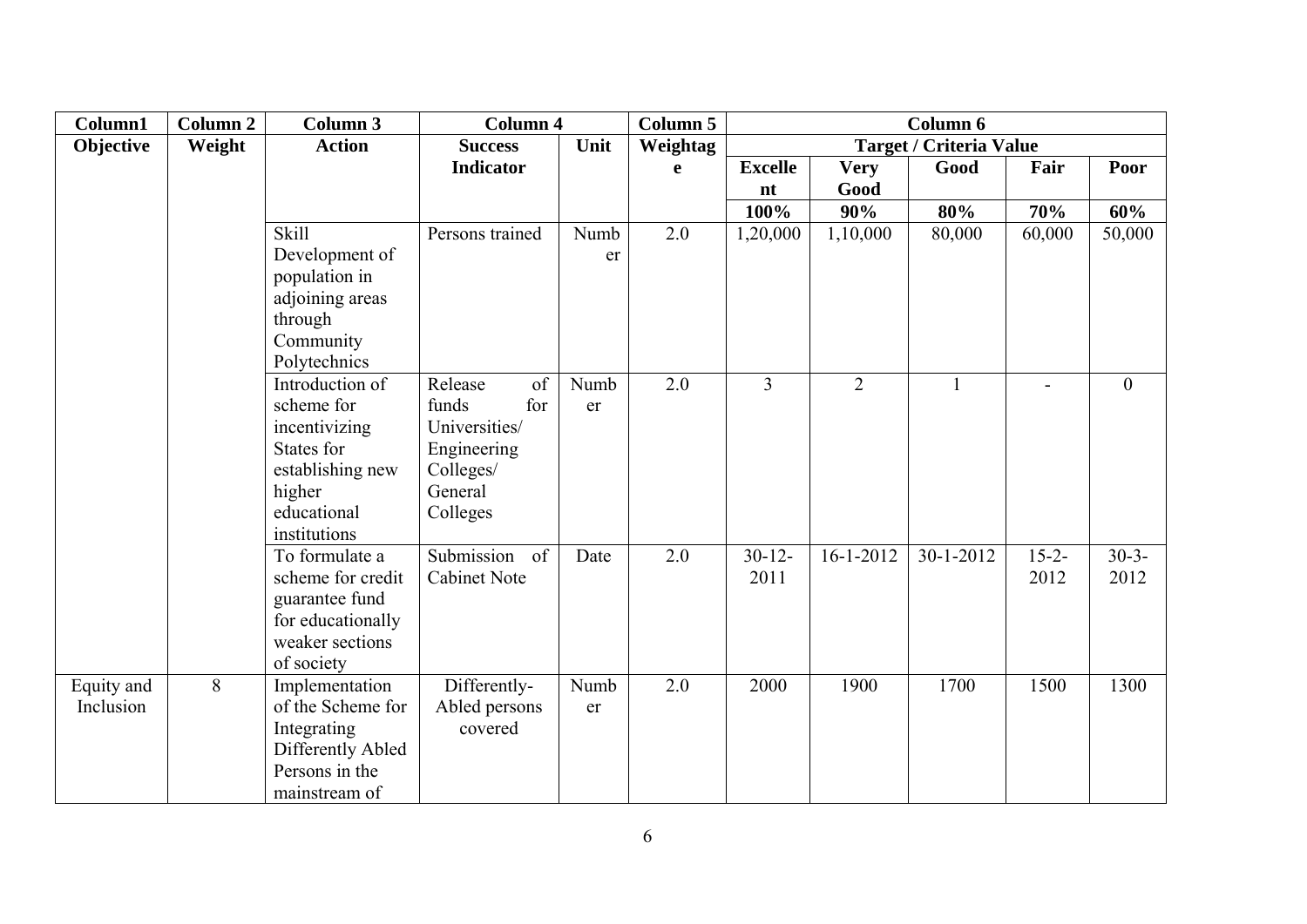| Column1 | Column 2 | Column 3 | Column 4 | | Column 5 | Column 6 | | | | |
|---|---|---|---|---|---|---|---|---|---|---|
| Objective | Weight | Action | Success Indicator | Unit | Weightage | Target / Criteria Value | | | | |
| | | | | | | Excellent | Very Good | Good | Fair | Poor |
| | | | | | | 100% | 90% | 80% | 70% | 60% |
| | | Skill Development of population in adjoining areas through Community Polytechnics | Persons trained | Number | 2.0 | 1,20,000 | 1,10,000 | 80,000 | 60,000 | 50,000 |
| | | Introduction of scheme for incentivizing States for establishing new higher educational institutions | Release of funds for Universities/ Engineering Colleges/ General Colleges | Number | 2.0 | 3 | 2 | 1 | - | 0 |
| | | To formulate a scheme for credit guarantee fund for educationally weaker sections of society | Submission of Cabinet Note | Date | 2.0 | 30-12-2011 | 16-1-2012 | 30-1-2012 | 15-2-2012 | 30-3-2012 |
| Equity and Inclusion | 8 | Implementation of the Scheme for Integrating Differently Abled Persons in the mainstream of | Differently-Abled persons covered | Number | 2.0 | 2000 | 1900 | 1700 | 1500 | 1300 |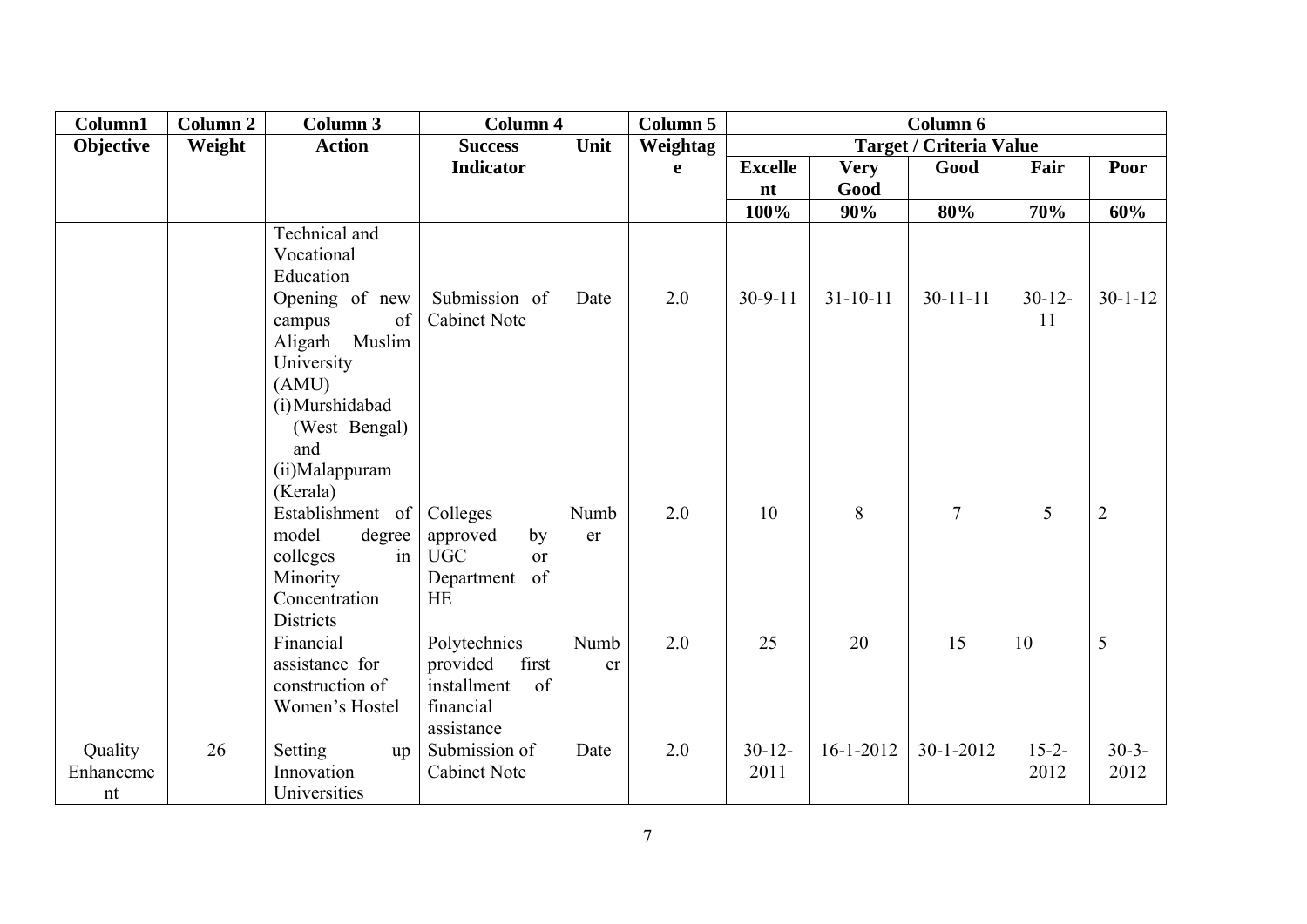| Column1 | Column 2 | Column 3 | Column 4 | | Column 5 | Column 6 | | | | |
|---|---|---|---|---|---|---|---|---|---|---|
| Objective | Weight | Action | Success Indicator | Unit | Weightage | Target / Criteria Value | | | | |
| | | | | | | Excellent | Very Good | Good | Fair | Poor |
| | | | | | | 100% | 90% | 80% | 70% | 60% |
| | | Technical and Vocational Education | | | | | | | | |
| | | Opening of new campus of Aligarh Muslim University (AMU) (i) Murshidabad (West Bengal) and (ii) Malappuram (Kerala) | Submission of Cabinet Note | Date | 2.0 | 30-9-11 | 31-10-11 | 30-11-11 | 30-12-11 | 30-1-12 |
| | | Establishment of model degree colleges in Minority Concentration Districts | Colleges approved by UGC or Department of HE | Number | 2.0 | 10 | 8 | 7 | 5 | 2 |
| | | Financial assistance for construction of Women's Hostel | Polytechnics provided first installment of financial assistance | Number | 2.0 | 25 | 20 | 15 | 10 | 5 |
| Quality Enhancement | 26 | Setting up Innovation Universities | Submission of Cabinet Note | Date | 2.0 | 30-12-2011 | 16-1-2012 | 30-1-2012 | 15-2-2012 | 30-3-2012 |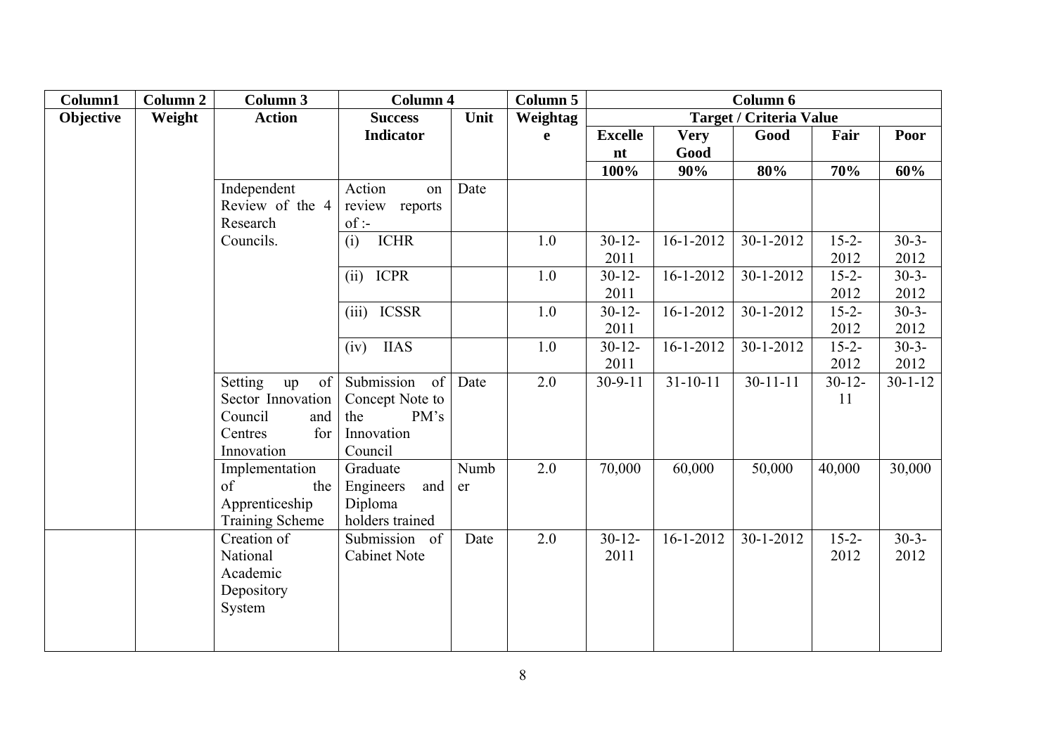| Column1 | Column 2 | Column 3 | Column 4 | | Column 5 | Column 6 | | | | |
|---|---|---|---|---|---|---|---|---|---|---|
| Objective | Weight | Action | Success Indicator | Unit | Weightage | Target / Criteria Value | | | | |
| | | | | | | Excellent | Very Good | Good | Fair | Poor |
| | | | | | | 100% | 90% | 80% | 70% | 60% |
| | | Independent Review of the 4 Research Councils. | Action on review reports of :- | Date | | | | | | |
| | | | (i) ICHR | | 1.0 | 30-12-2011 | 16-1-2012 | 30-1-2012 | 15-2-2012 | 30-3-2012 |
| | | | (ii) ICPR | | 1.0 | 30-12-2011 | 16-1-2012 | 30-1-2012 | 15-2-2012 | 30-3-2012 |
| | | | (iii) ICSSR | | 1.0 | 30-12-2011 | 16-1-2012 | 30-1-2012 | 15-2-2012 | 30-3-2012 |
| | | | (iv) IIAS | | 1.0 | 30-12-2011 | 16-1-2012 | 30-1-2012 | 15-2-2012 | 30-3-2012 |
| | | Setting up of Sector Innovation Council and Centres for Innovation | Submission of Concept Note to the PM's Innovation Council | Date | 2.0 | 30-9-11 | 31-10-11 | 30-11-11 | 30-12-11 | 30-1-12 |
| | | Implementation of the Apprenticeship Training Scheme | Graduate Engineers and Diploma holders trained | Number | 2.0 | 70,000 | 60,000 | 50,000 | 40,000 | 30,000 |
| | | Creation of National Academic Depository System | Submission of Cabinet Note | Date | 2.0 | 30-12-2011 | 16-1-2012 | 30-1-2012 | 15-2-2012 | 30-3-2012 |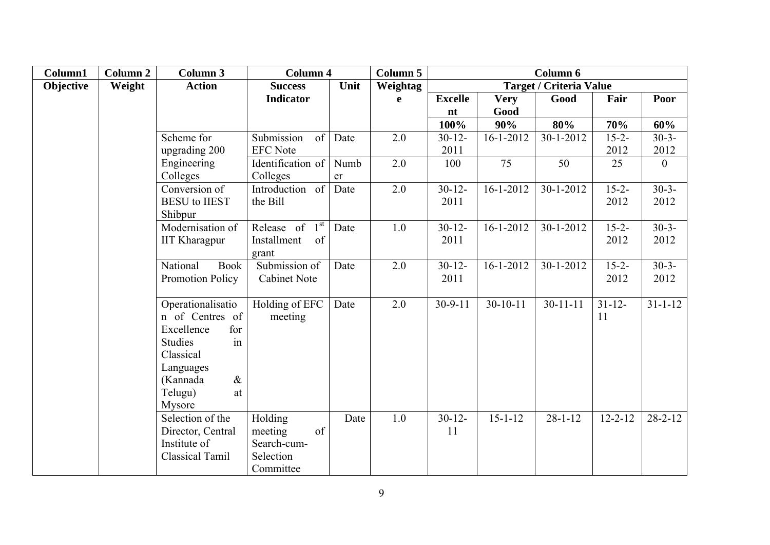| Column1 | Column 2 | Column 3 | Column 4 | | Column 5 | Column 6 | | | | |
|---|---|---|---|---|---|---|---|---|---|---|
| Objective | Weight | Action | Success Indicator | Unit | Weightage | Target / Criteria Value | | | | |
| | | | | | | Excellent | Very Good | Good | Fair | Poor |
| | | | | | | 100% | 90% | 80% | 70% | 60% |
| | | Scheme for upgrading 200 Engineering Colleges | Submission of EFC Note | Date | 2.0 | 30-12-2011 | 16-1-2012 | 30-1-2012 | 15-2-2012 | 30-3-2012 |
| | | | Identification of Colleges | Number | 2.0 | 100 | 75 | 50 | 25 | 0 |
| | | Conversion of BESU to IIEST Shibpur | Introduction of the Bill | Date | 2.0 | 30-12-2011 | 16-1-2012 | 30-1-2012 | 15-2-2012 | 30-3-2012 |
| | | Modernisation of IIT Kharagpur | Release of 1st Installment of grant | Date | 1.0 | 30-12-2011 | 16-1-2012 | 30-1-2012 | 15-2-2012 | 30-3-2012 |
| | | National Book Promotion Policy | Submission of Cabinet Note | Date | 2.0 | 30-12-2011 | 16-1-2012 | 30-1-2012 | 15-2-2012 | 30-3-2012 |
| | | Operationalisation of Centres of Excellence for Studies in Classical Languages (Kannada & Telugu) at Mysore | Holding of EFC meeting | Date | 2.0 | 30-9-11 | 30-10-11 | 30-11-11 | 31-12-11 | 31-1-12 |
| | | Selection of the Director, Central Institute of Classical Tamil | Holding meeting of Search-cum-Selection Committee | Date | 1.0 | 30-12-11 | 15-1-12 | 28-1-12 | 12-2-12 | 28-2-12 |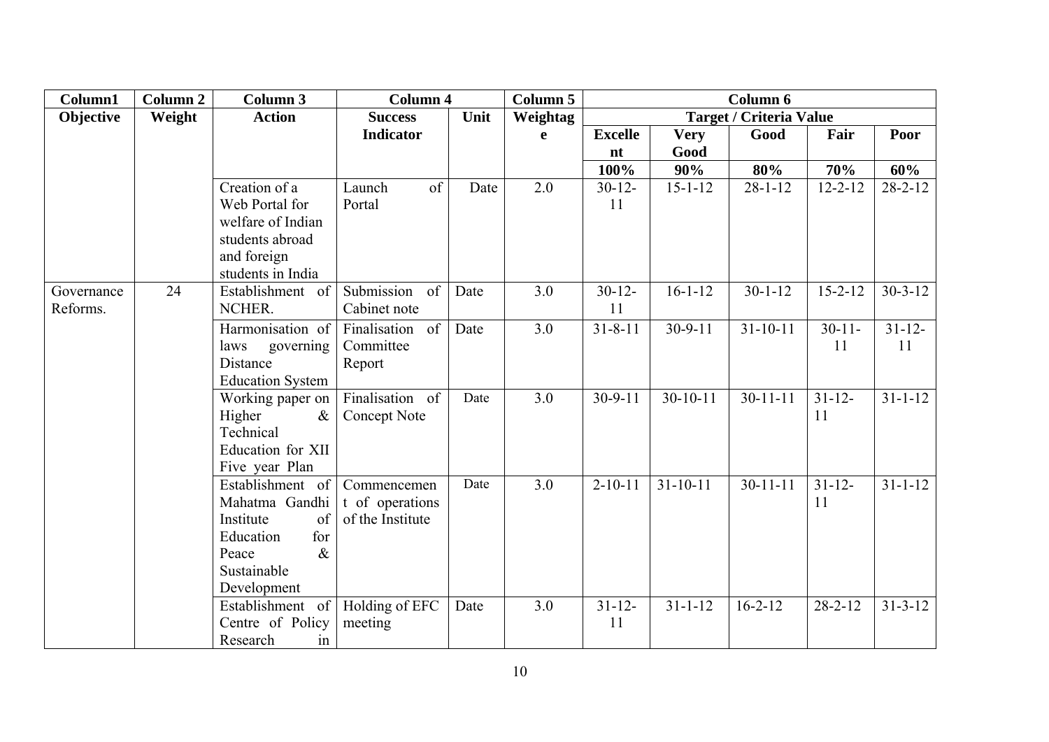| Column1 | Column 2 | Column 3 | Column 4 | | Column 5 | Column 6 | | | | |
|---|---|---|---|---|---|---|---|---|---|---|
| Objective | Weight | Action | Success Indicator | Unit | Weightage | Target / Criteria Value | | | | |
| | | | | | | Excellent | Very Good | Good | Fair | Poor |
| | | | | | | 100% | 90% | 80% | 70% | 60% |
| | | Creation of a Web Portal for welfare of Indian students abroad and foreign students in India | Launch of Portal | Date | 2.0 | 30-12-11 | 15-1-12 | 28-1-12 | 12-2-12 | 28-2-12 |
| Governance Reforms. | 24 | Establishment of NCHER. | Submission of Cabinet note | Date | 3.0 | 30-12-11 | 16-1-12 | 30-1-12 | 15-2-12 | 30-3-12 |
| | | Harmonisation of laws governing Distance Education System | Finalisation of Committee Report | Date | 3.0 | 31-8-11 | 30-9-11 | 31-10-11 | 30-11-11 | 31-12-11 |
| | | Working paper on Higher & Technical Education for XII Five year Plan | Finalisation of Concept Note | Date | 3.0 | 30-9-11 | 30-10-11 | 30-11-11 | 31-12-11 | 31-1-12 |
| | | Establishment of Mahatma Gandhi Institute of Education for Peace & Sustainable Development | Commencement of operations of the Institute | Date | 3.0 | 2-10-11 | 31-10-11 | 30-11-11 | 31-12-11 | 31-1-12 |
| | | Establishment of Centre of Policy Research in | Holding of EFC meeting | Date | 3.0 | 31-12-11 | 31-1-12 | 16-2-12 | 28-2-12 | 31-3-12 |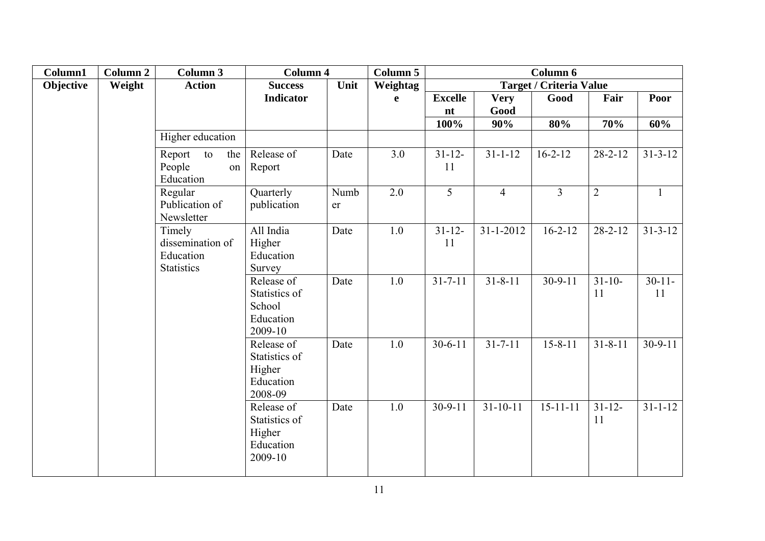| Column1 | Column 2 | Column 3 | Column 4 | | Column 5 | Column 6 | | | | |
|---|---|---|---|---|---|---|---|---|---|---|
| Objective | Weight | Action | Success Indicator | Unit | Weightage | Target / Criteria Value | | | | |
| | | | | | | Excellent | Very Good | Good | Fair | Poor |
| | | | | | | 100% | 90% | 80% | 70% | 60% |
| | | Higher education | | | | | | | | |
| | | Report to the People on Education | Release of Report | Date | 3.0 | 31-12-11 | 31-1-12 | 16-2-12 | 28-2-12 | 31-3-12 |
| | | Regular Publication of Newsletter | Quarterly publication | Number | 2.0 | 5 | 4 | 3 | 2 | 1 |
| | | Timely dissemination of Education Statistics | All India Higher Education Survey | Date | 1.0 | 31-12-11 | 31-1-2012 | 16-2-12 | 28-2-12 | 31-3-12 |
| | | | Release of Statistics of School Education 2009-10 | Date | 1.0 | 31-7-11 | 31-8-11 | 30-9-11 | 31-10-11 | 30-11-11 |
| | | | Release of Statistics of Higher Education 2008-09 | Date | 1.0 | 30-6-11 | 31-7-11 | 15-8-11 | 31-8-11 | 30-9-11 |
| | | | Release of Statistics of Higher Education 2009-10 | Date | 1.0 | 30-9-11 | 31-10-11 | 15-11-11 | 31-12-11 | 31-1-12 |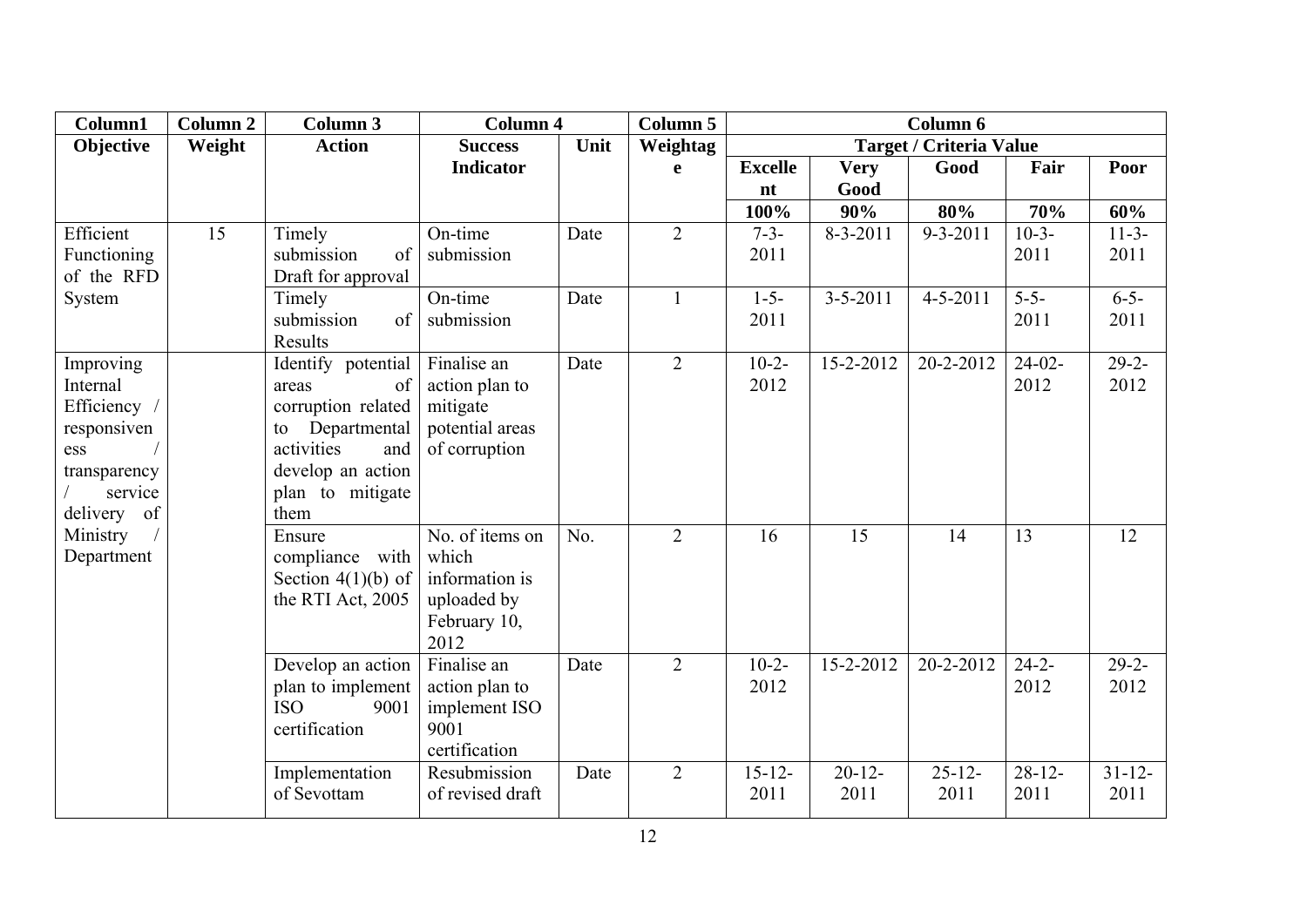| Column1 | Column 2 | Column 3 | Column 4 | | Column 5 | Column 6 | | | | |
|---|---|---|---|---|---|---|---|---|---|---|
| Objective | Weight | Action | Success Indicator | Unit | Weightage | Target / Criteria Value | | | | |
| | | | | | | Excellent | Very Good | Good | Fair | Poor |
| | | | | | | 100% | 90% | 80% | 70% | 60% |
| Efficient Functioning of the RFD System | 15 | Timely submission of Draft for approval | On-time submission | Date | 2 | 7-3-2011 | 8-3-2011 | 9-3-2011 | 10-3-2011 | 11-3-2011 |
| | | Timely submission of Results | On-time submission | Date | 1 | 1-5-2011 | 3-5-2011 | 4-5-2011 | 5-5-2011 | 6-5-2011 |
| Improving Internal Efficiency / responsiveness / transparency / service delivery of Ministry / Department | | Identify potential areas of corruption related to Departmental activities and develop an action plan to mitigate them | Finalise an action plan to mitigate potential areas of corruption | Date | 2 | 10-2-2012 | 15-2-2012 | 20-2-2012 | 24-02-2012 | 29-2-2012 |
| | | Ensure compliance with Section 4(1)(b) of the RTI Act, 2005 | No. of items on which information is uploaded by February 10, 2012 | No. | 2 | 16 | 15 | 14 | 13 | 12 |
| | | Develop an action plan to implement ISO 9001 certification | Finalise an action plan to implement ISO 9001 certification | Date | 2 | 10-2-2012 | 15-2-2012 | 20-2-2012 | 24-2-2012 | 29-2-2012 |
| | | Implementation of Sevottam | Resubmission of revised draft | Date | 2 | 15-12-2011 | 20-12-2011 | 25-12-2011 | 28-12-2011 | 31-12-2011 |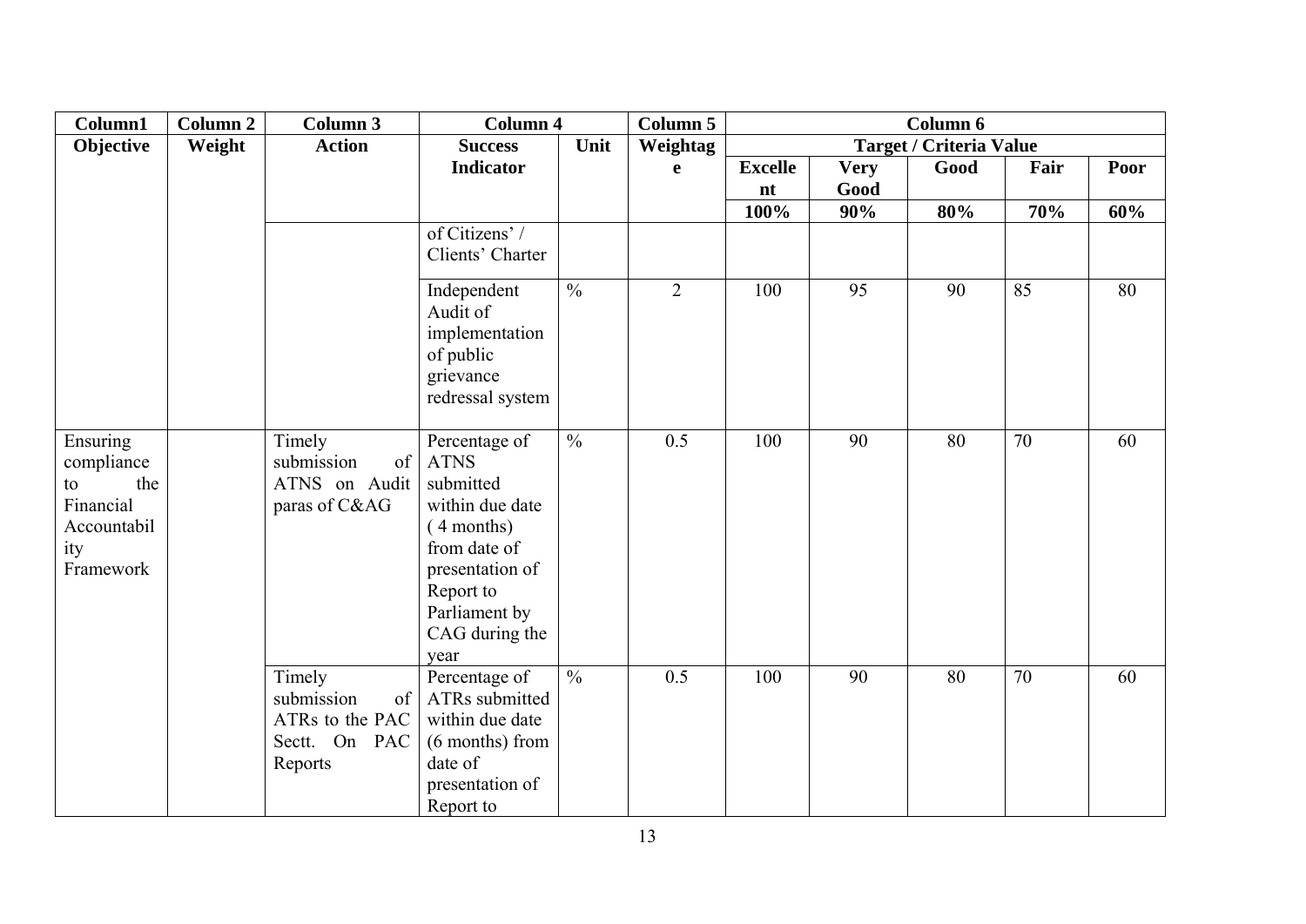| Column1 | Column 2 | Column 3 | Column 4 | | Column 5 | Column 6 | | | | |
|---|---|---|---|---|---|---|---|---|---|---|
| Objective | Weight | Action | Success Indicator | Unit | Weightage | Target / Criteria Value | | | | |
| | | | | | | Excellent | Very Good | Good | Fair | Poor |
| | | | | | | 100% | 90% | 80% | 70% | 60% |
| | | | of Citizens' / Clients' Charter | | | | | | | |
| | | | Independent Audit of implementation of public grievance redressal system | % | 2 | 100 | 95 | 90 | 85 | 80 |
| Ensuring compliance to the Financial Accountability Framework | | Timely submission of ATNS on Audit paras of C&AG | Percentage of ATNS submitted within due date ( 4 months) from date of presentation of Report to Parliament by CAG during the year | % | 0.5 | 100 | 90 | 80 | 70 | 60 |
| | | Timely submission of ATRs to the PAC Sectt. On PAC Reports | Percentage of ATRs submitted within due date (6 months) from date of presentation of Report to | % | 0.5 | 100 | 90 | 80 | 70 | 60 |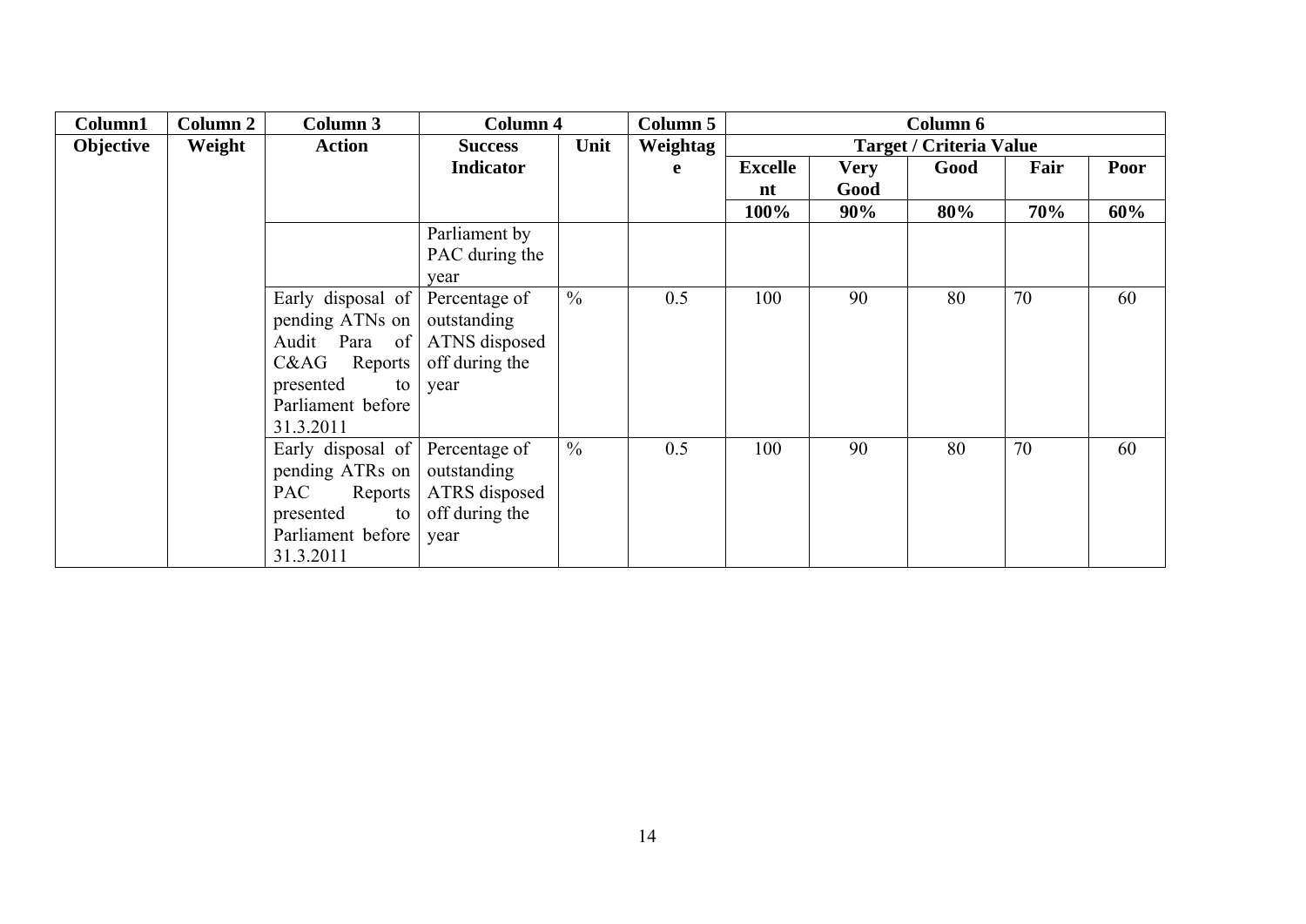| Column1 | Column 2 | Column 3 | Column 4 | | Column 5 | Column 6 | | | | |
|---|---|---|---|---|---|---|---|---|---|---|
| **Objective** | **Weight** | **Action** | **Success Indicator** | **Unit** | **Weightage** | **Target / Criteria Value** | | | | |
| | | | | | | **Excellent** | **Very Good** | **Good** | **Fair** | **Poor** |
| | | | | | | **100%** | **90%** | **80%** | **70%** | **60%** |
| | | | Parliament by PAC during the year | | | | | | | |
| | | Early disposal of pending ATNs on Audit Para of C&AG Reports presented to Parliament before 31.3.2011 | Percentage of outstanding ATNS disposed off during the year | % | 0.5 | 100 | 90 | 80 | 70 | 60 |
| | | Early disposal of pending ATRs on PAC Reports presented to Parliament before 31.3.2011 | Percentage of outstanding ATRS disposed off during the year | % | 0.5 | 100 | 90 | 80 | 70 | 60 |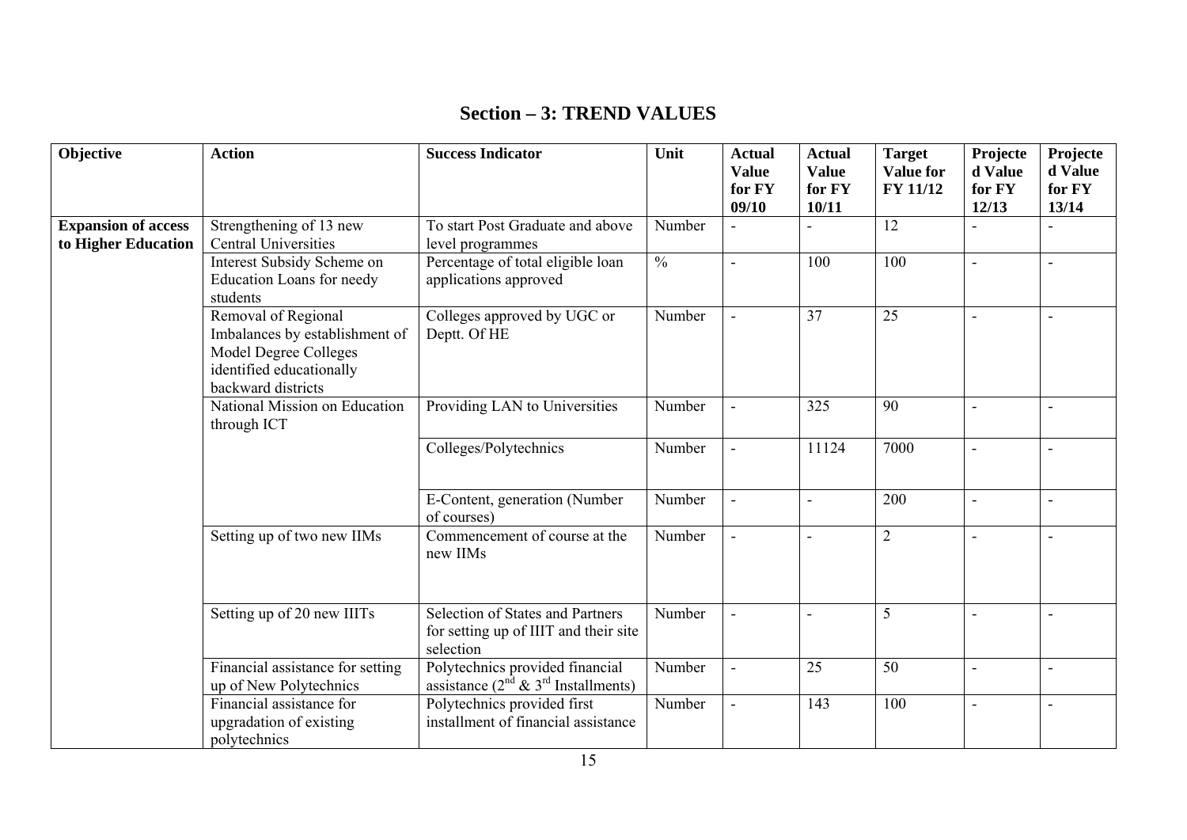## Section – 3: TREND VALUES

| Objective | Action | Success Indicator | Unit | Actual Value for FY 09/10 | Actual Value for FY 10/11 | Target Value for FY 11/12 | Projected Value for FY 12/13 | Projected Value for FY 13/14 |
|---|---|---|---|---|---|---|---|---|
| **Expansion of access to Higher Education** | Strengthening of 13 new Central Universities | To start Post Graduate and above level programmes | Number | - | - | 12 | - | - |
| | Interest Subsidy Scheme on Education Loans for needy students | Percentage of total eligible loan applications approved | % | - | 100 | 100 | - | - |
| | Removal of Regional Imbalances by establishment of Model Degree Colleges identified educationally backward districts | Colleges approved by UGC or Deptt. Of HE | Number | - | 37 | 25 | - | - |
| | National Mission on Education through ICT | Providing LAN to Universities | Number | - | 325 | 90 | - | - |
| | | Colleges/Polytechnics | Number | - | 11124 | 7000 | - | - |
| | | E-Content, generation (Number of courses) | Number | - | - | 200 | - | - |
| | Setting up of two new IIMs | Commencement of course at the new IIMs | Number | - | - | 2 | - | - |
| | Setting up of 20 new IIITs | Selection of States and Partners for setting up of IIIT and their site selection | Number | - | - | 5 | - | - |
| | Financial assistance for setting up of New Polytechnics | Polytechnics provided financial assistance (2nd & 3rd Installments) | Number | - | 25 | 50 | - | - |
| | Financial assistance for upgradation of existing polytechnics | Polytechnics provided first installment of financial assistance | Number | - | 143 | 100 | - | - |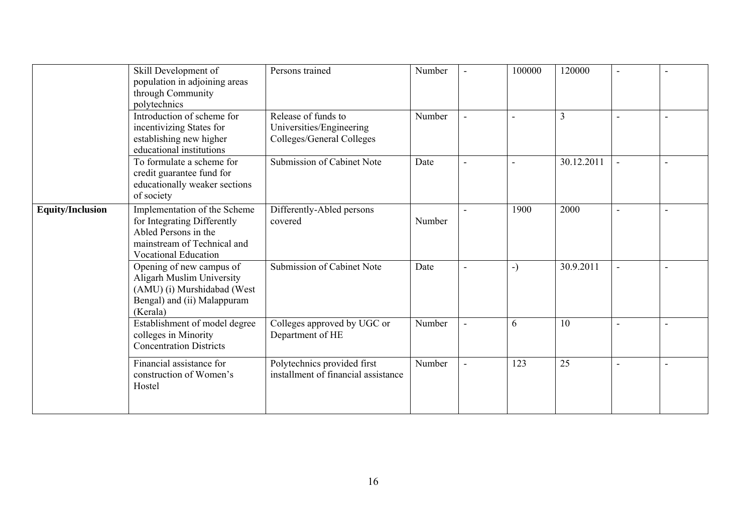| | | | | | | | | |
|---|---|---|---|---|---|---|---|---|
| | Skill Development of population in adjoining areas through Community polytechnics | Persons trained | Number | - | 100000 | 120000 | - | - |
| | Introduction of scheme for incentivizing States for establishing new higher educational institutions | Release of funds to Universities/Engineering Colleges/General Colleges | Number | - | - | 3 | - | - |
| | To formulate a scheme for credit guarantee fund for educationally weaker sections of society | Submission of Cabinet Note | Date | - | - | 30.12.2011 | - | - |
| **Equity/Inclusion** | Implementation of the Scheme for Integrating Differently Abled Persons in the mainstream of Technical and Vocational Education | Differently-Abled persons covered | Number | - | 1900 | 2000 | - | - |
| | Opening of new campus of Aligarh Muslim University (AMU) (i) Murshidabad (West Bengal) and (ii) Malappuram (Kerala) | Submission of Cabinet Note | Date | - | -) | 30.9.2011 | - | - |
| | Establishment of model degree colleges in Minority Concentration Districts | Colleges approved by UGC or Department of HE | Number | - | 6 | 10 | - | - |
| | Financial assistance for construction of Women's Hostel | Polytechnics provided first installment of financial assistance | Number | - | 123 | 25 | - | - |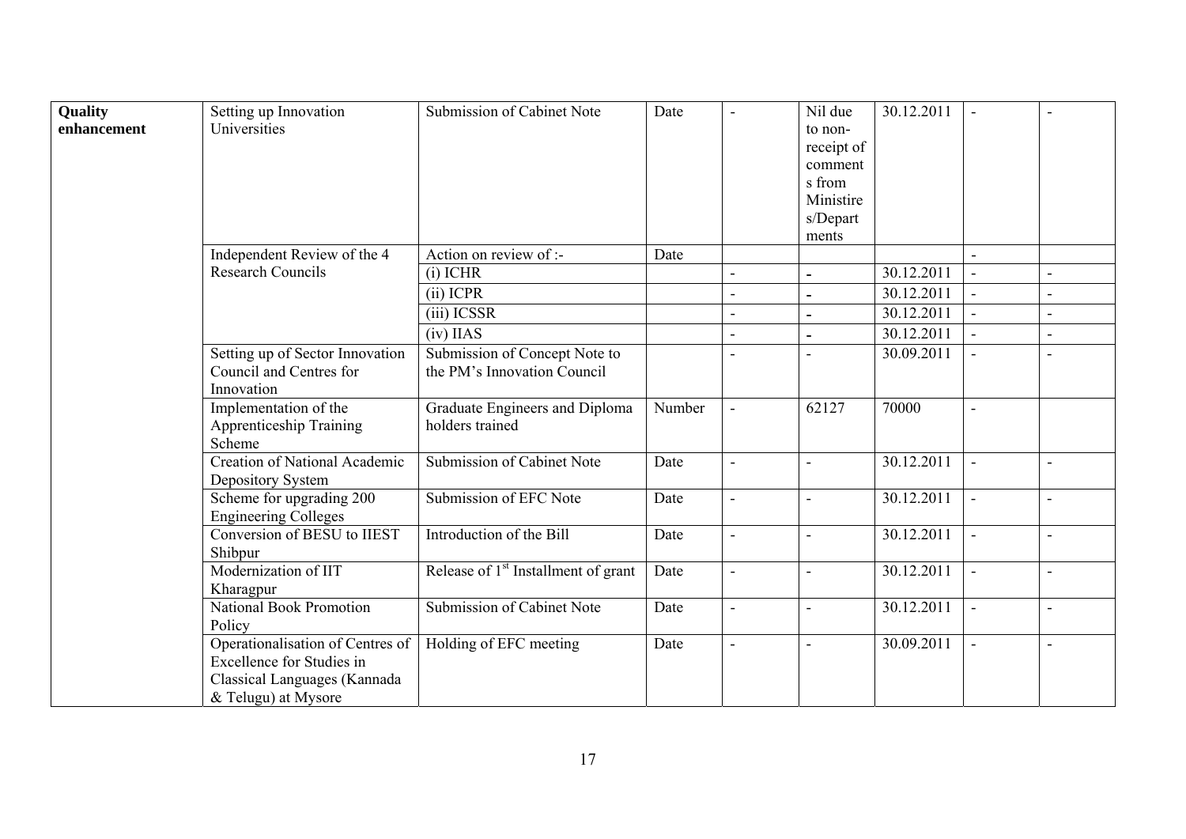| **Quality enhancement** | Setting up Innovation Universities | Submission of Cabinet Note | Date | - | Nil due to non-receipt of comments from Ministries/Departments | 30.12.2011 | - | - |
|---|---|---|---|---|---|---|---|---|
| | Independent Review of the 4 Research Councils | Action on review of :- | Date | | | | - | |
| | | (i) ICHR | | - | - | 30.12.2011 | - | - |
| | | (ii) ICPR | | - | - | 30.12.2011 | - | - |
| | | (iii) ICSSR | | - | - | 30.12.2011 | - | - |
| | | (iv) IIAS | | - | - | 30.12.2011 | - | - |
| | Setting up of Sector Innovation Council and Centres for Innovation | Submission of Concept Note to the PM's Innovation Council | | - | - | 30.09.2011 | - | - |
| | Implementation of the Apprenticeship Training Scheme | Graduate Engineers and Diploma holders trained | Number | - | 62127 | 70000 | - | |
| | Creation of National Academic Depository System | Submission of Cabinet Note | Date | - | - | 30.12.2011 | - | - |
| | Scheme for upgrading 200 Engineering Colleges | Submission of EFC Note | Date | - | - | 30.12.2011 | - | - |
| | Conversion of BESU to IIEST Shibpur | Introduction of the Bill | Date | - | - | 30.12.2011 | - | - |
| | Modernization of IIT Kharagpur | Release of 1st Installment of grant | Date | - | - | 30.12.2011 | - | - |
| | National Book Promotion Policy | Submission of Cabinet Note | Date | - | - | 30.12.2011 | - | - |
| | Operationalisation of Centres of Excellence for Studies in Classical Languages (Kannada & Telugu) at Mysore | Holding of EFC meeting | Date | - | - | 30.09.2011 | - | - |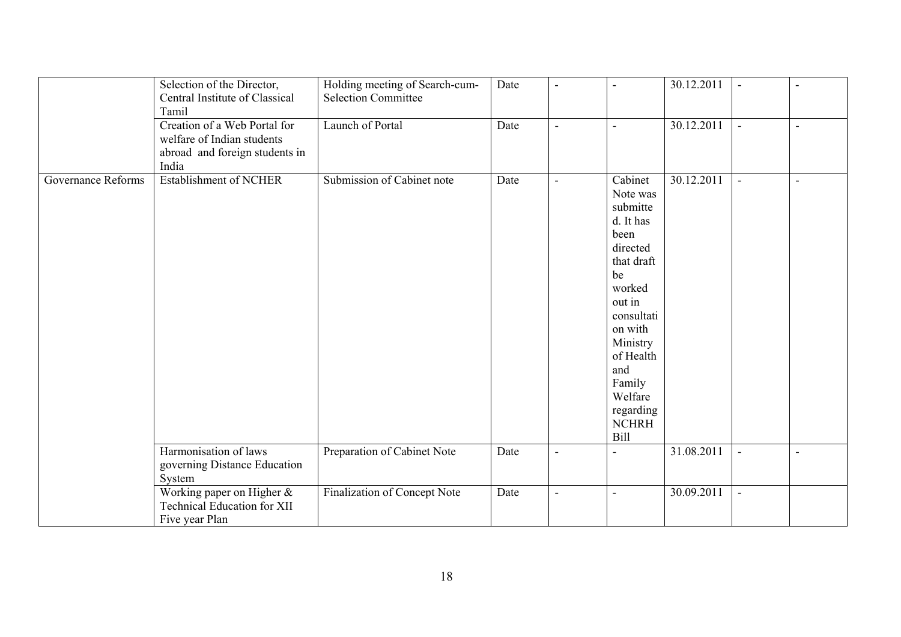| | | | | | | | | |
|---|---|---|---|---|---|---|---|---|
| | Selection of the Director, Central Institute of Classical Tamil | Holding meeting of Search-cum-Selection Committee | Date | - | - | 30.12.2011 | - | - |
| | Creation of a Web Portal for welfare of Indian students abroad and foreign students in India | Launch of Portal | Date | - | - | 30.12.2011 | - | - |
| Governance Reforms | Establishment of NCHER | Submission of Cabinet note | Date | - | Cabinet Note was submitted. It has been directed that draft be worked out in consultation with Ministry of Health and Family Welfare regarding NCHRH Bill | 30.12.2011 | - | - |
| | Harmonisation of laws governing Distance Education System | Preparation of Cabinet Note | Date | - | - | 31.08.2011 | - | - |
| | Working paper on Higher & Technical Education for XII Five year Plan | Finalization of Concept Note | Date | - | - | 30.09.2011 | - | |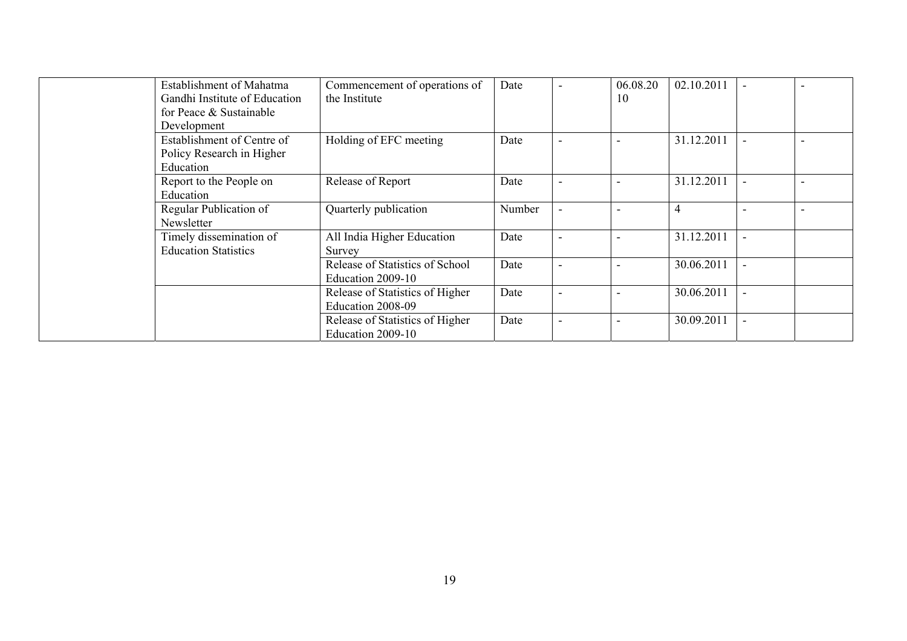| | | | | | | | | |
|---|---|---|---|---|---|---|---|---|
| | Establishment of Mahatma Gandhi Institute of Education for Peace & Sustainable Development | Commencement of operations of the Institute | Date | - | 06.08.2010 | 02.10.2011 | - | - |
| | Establishment of Centre of Policy Research in Higher Education | Holding of EFC meeting | Date | - | - | 31.12.2011 | - | - |
| | Report to the People on Education | Release of Report | Date | - | - | 31.12.2011 | - | - |
| | Regular Publication of Newsletter | Quarterly publication | Number | - | - | 4 | - | - |
| | Timely dissemination of Education Statistics | All India Higher Education Survey | Date | - | - | 31.12.2011 | - | |
| | | Release of Statistics of School Education 2009-10 | Date | - | - | 30.06.2011 | - | |
| | | Release of Statistics of Higher Education 2008-09 | Date | - | - | 30.06.2011 | - | |
| | | Release of Statistics of Higher Education 2009-10 | Date | - | - | 30.09.2011 | - | |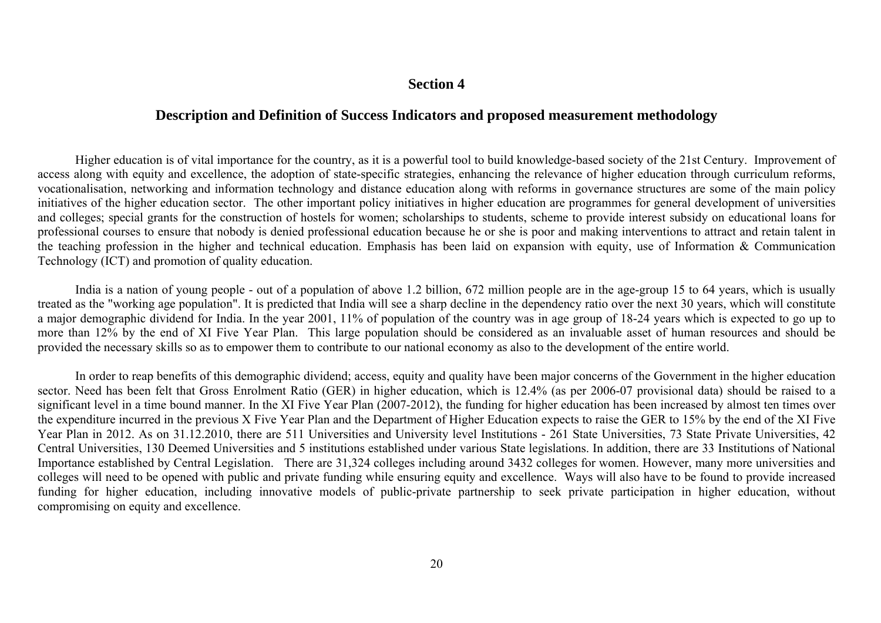## Section 4

## Description and Definition of Success Indicators and proposed measurement methodology

Higher education is of vital importance for the country, as it is a powerful tool to build knowledge-based society of the 21st Century. Improvement of access along with equity and excellence, the adoption of state-specific strategies, enhancing the relevance of higher education through curriculum reforms, vocationalisation, networking and information technology and distance education along with reforms in governance structures are some of the main policy initiatives of the higher education sector. The other important policy initiatives in higher education are programmes for general development of universities and colleges; special grants for the construction of hostels for women; scholarships to students, scheme to provide interest subsidy on educational loans for professional courses to ensure that nobody is denied professional education because he or she is poor and making interventions to attract and retain talent in the teaching profession in the higher and technical education. Emphasis has been laid on expansion with equity, use of Information & Communication Technology (ICT) and promotion of quality education.

India is a nation of young people - out of a population of above 1.2 billion, 672 million people are in the age-group 15 to 64 years, which is usually treated as the "working age population". It is predicted that India will see a sharp decline in the dependency ratio over the next 30 years, which will constitute a major demographic dividend for India. In the year 2001, 11% of population of the country was in age group of 18-24 years which is expected to go up to more than 12% by the end of XI Five Year Plan. This large population should be considered as an invaluable asset of human resources and should be provided the necessary skills so as to empower them to contribute to our national economy as also to the development of the entire world.

In order to reap benefits of this demographic dividend; access, equity and quality have been major concerns of the Government in the higher education sector. Need has been felt that Gross Enrolment Ratio (GER) in higher education, which is 12.4% (as per 2006-07 provisional data) should be raised to a significant level in a time bound manner. In the XI Five Year Plan (2007-2012), the funding for higher education has been increased by almost ten times over the expenditure incurred in the previous X Five Year Plan and the Department of Higher Education expects to raise the GER to 15% by the end of the XI Five Year Plan in 2012. As on 31.12.2010, there are 511 Universities and University level Institutions - 261 State Universities, 73 State Private Universities, 42 Central Universities, 130 Deemed Universities and 5 institutions established under various State legislations. In addition, there are 33 Institutions of National Importance established by Central Legislation. There are 31,324 colleges including around 3432 colleges for women. However, many more universities and colleges will need to be opened with public and private funding while ensuring equity and excellence. Ways will also have to be found to provide increased funding for higher education, including innovative models of public-private partnership to seek private participation in higher education, without compromising on equity and excellence.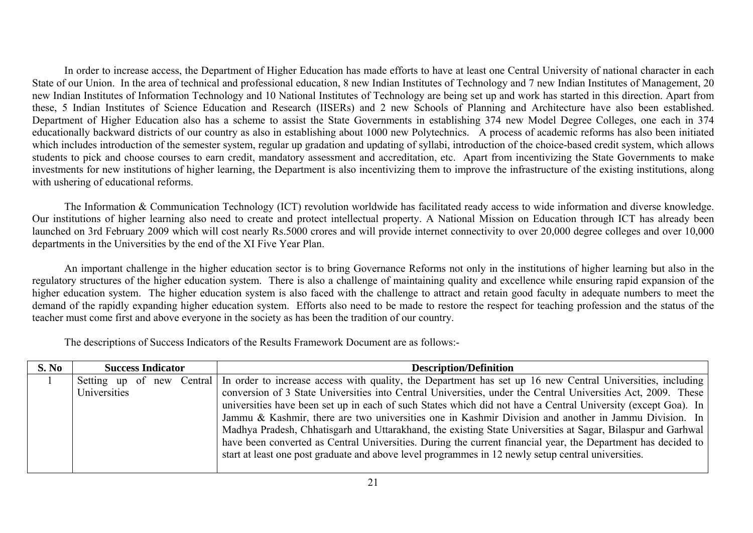In order to increase access, the Department of Higher Education has made efforts to have at least one Central University of national character in each State of our Union. In the area of technical and professional education, 8 new Indian Institutes of Technology and 7 new Indian Institutes of Management, 20 new Indian Institutes of Information Technology and 10 National Institutes of Technology are being set up and work has started in this direction. Apart from these, 5 Indian Institutes of Science Education and Research (IISERs) and 2 new Schools of Planning and Architecture have also been established. Department of Higher Education also has a scheme to assist the State Governments in establishing 374 new Model Degree Colleges, one each in 374 educationally backward districts of our country as also in establishing about 1000 new Polytechnics. A process of academic reforms has also been initiated which includes introduction of the semester system, regular up gradation and updating of syllabi, introduction of the choice-based credit system, which allows students to pick and choose courses to earn credit, mandatory assessment and accreditation, etc. Apart from incentivizing the State Governments to make investments for new institutions of higher learning, the Department is also incentivizing them to improve the infrastructure of the existing institutions, along with ushering of educational reforms.

The Information & Communication Technology (ICT) revolution worldwide has facilitated ready access to wide information and diverse knowledge. Our institutions of higher learning also need to create and protect intellectual property. A National Mission on Education through ICT has already been launched on 3rd February 2009 which will cost nearly Rs.5000 crores and will provide internet connectivity to over 20,000 degree colleges and over 10,000 departments in the Universities by the end of the XI Five Year Plan.

An important challenge in the higher education sector is to bring Governance Reforms not only in the institutions of higher learning but also in the regulatory structures of the higher education system. There is also a challenge of maintaining quality and excellence while ensuring rapid expansion of the higher education system. The higher education system is also faced with the challenge to attract and retain good faculty in adequate numbers to meet the demand of the rapidly expanding higher education system. Efforts also need to be made to restore the respect for teaching profession and the status of the teacher must come first and above everyone in the society as has been the tradition of our country.

The descriptions of Success Indicators of the Results Framework Document are as follows:-

| S. No | Success Indicator | Description/Definition |
|---|---|---|
| 1 | Setting up of new Central Universities | In order to increase access with quality, the Department has set up 16 new Central Universities, including conversion of 3 State Universities into Central Universities, under the Central Universities Act, 2009. These universities have been set up in each of such States which did not have a Central University (except Goa). In Jammu & Kashmir, there are two universities one in Kashmir Division and another in Jammu Division. In Madhya Pradesh, Chhatisgarh and Uttarakhand, the existing State Universities at Sagar, Bilaspur and Garhwal have been converted as Central Universities. During the current financial year, the Department has decided to start at least one post graduate and above level programmes in 12 newly setup central universities. |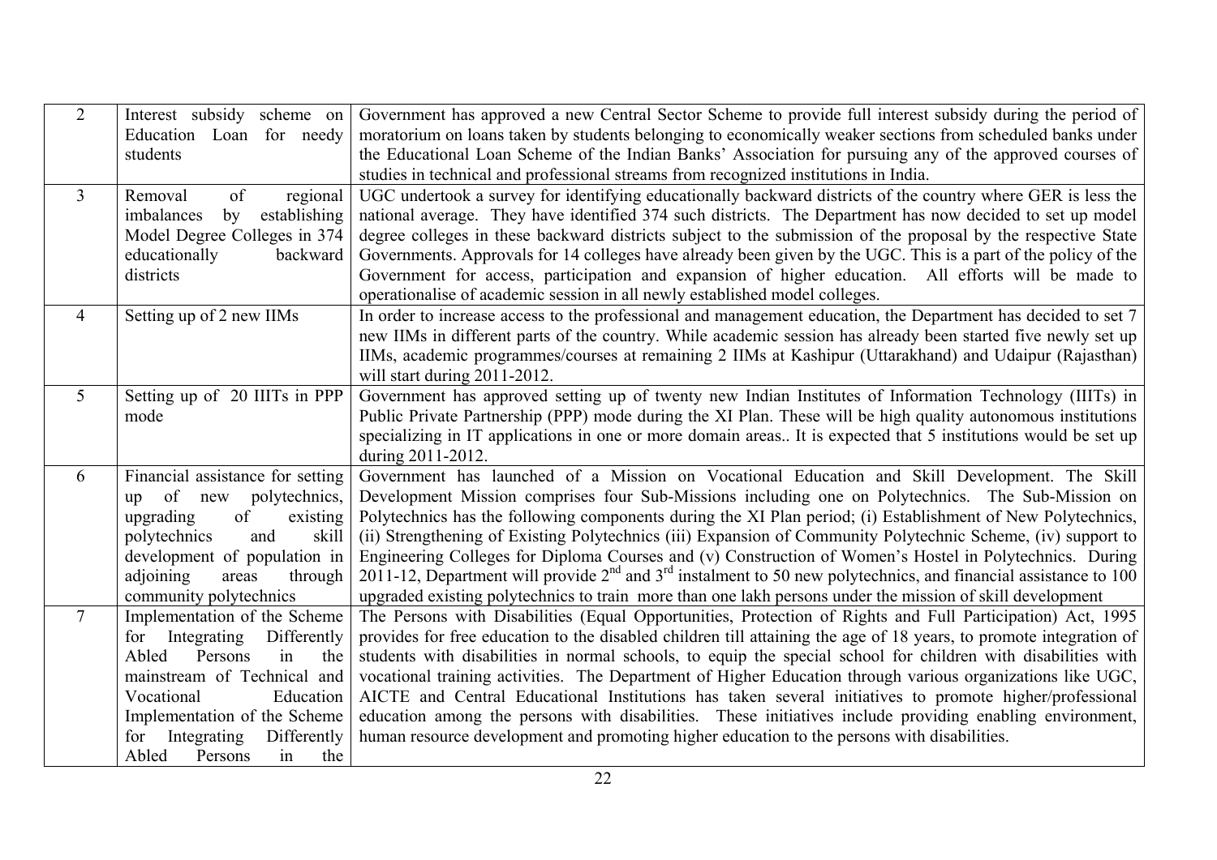| 2 | Interest subsidy scheme on Education Loan for needy students | Government has approved a new Central Sector Scheme to provide full interest subsidy during the period of moratorium on loans taken by students belonging to economically weaker sections from scheduled banks under the Educational Loan Scheme of the Indian Banks' Association for pursuing any of the approved courses of studies in technical and professional streams from recognized institutions in India. |
|---|---|---|
| 3 | Removal of regional imbalances by establishing Model Degree Colleges in 374 educationally backward districts | UGC undertook a survey for identifying educationally backward districts of the country where GER is less the national average. They have identified 374 such districts. The Department has now decided to set up model degree colleges in these backward districts subject to the submission of the proposal by the respective State Governments. Approvals for 14 colleges have already been given by the UGC. This is a part of the policy of the Government for access, participation and expansion of higher education. All efforts will be made to operationalise of academic session in all newly established model colleges. |
| 4 | Setting up of 2 new IIMs | In order to increase access to the professional and management education, the Department has decided to set 7 new IIMs in different parts of the country. While academic session has already been started five newly set up IIMs, academic programmes/courses at remaining 2 IIMs at Kashipur (Uttarakhand) and Udaipur (Rajasthan) will start during 2011-2012. |
| 5 | Setting up of 20 IIITs in PPP mode | Government has approved setting up of twenty new Indian Institutes of Information Technology (IIITs) in Public Private Partnership (PPP) mode during the XI Plan. These will be high quality autonomous institutions specializing in IT applications in one or more domain areas.. It is expected that 5 institutions would be set up during 2011-2012. |
| 6 | Financial assistance for setting up of new polytechnics, upgrading of existing polytechnics and skill development of population in adjoining areas through community polytechnics | Government has launched of a Mission on Vocational Education and Skill Development. The Skill Development Mission comprises four Sub-Missions including one on Polytechnics. The Sub-Mission on Polytechnics has the following components during the XI Plan period; (i) Establishment of New Polytechnics, (ii) Strengthening of Existing Polytechnics (iii) Expansion of Community Polytechnic Scheme, (iv) support to Engineering Colleges for Diploma Courses and (v) Construction of Women's Hostel in Polytechnics. During 2011-12, Department will provide 2nd and 3rd instalment to 50 new polytechnics, and financial assistance to 100 upgraded existing polytechnics to train more than one lakh persons under the mission of skill development |
| 7 | Implementation of the Scheme for Integrating Differently Abled Persons in the mainstream of Technical and Vocational Education Implementation of the Scheme for Integrating Differently Abled Persons in the | The Persons with Disabilities (Equal Opportunities, Protection of Rights and Full Participation) Act, 1995 provides for free education to the disabled children till attaining the age of 18 years, to promote integration of students with disabilities in normal schools, to equip the special school for children with disabilities with vocational training activities. The Department of Higher Education through various organizations like UGC, AICTE and Central Educational Institutions has taken several initiatives to promote higher/professional education among the persons with disabilities. These initiatives include providing enabling environment, human resource development and promoting higher education to the persons with disabilities. |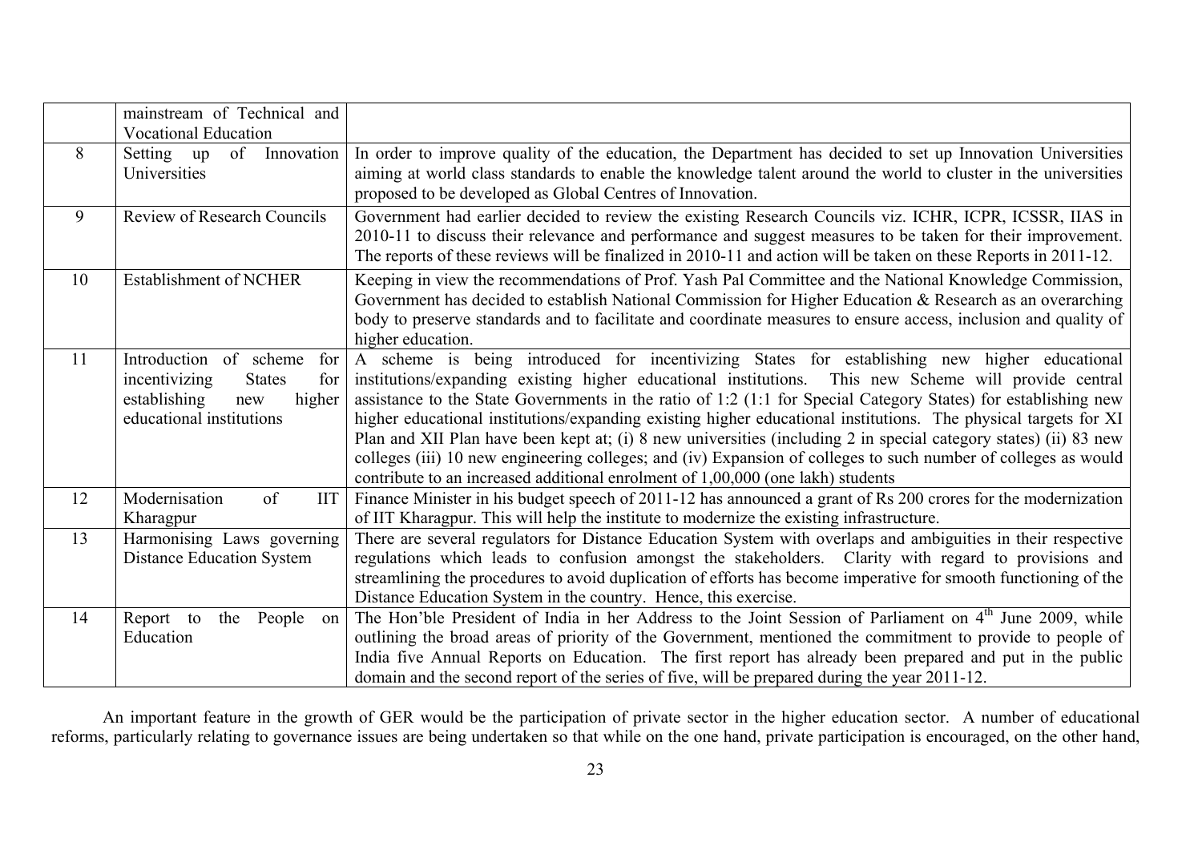|  |  |  |
|---|---|---|
|  | mainstream of Technical and Vocational Education |  |
| 8 | Setting up of Innovation Universities | In order to improve quality of the education, the Department has decided to set up Innovation Universities aiming at world class standards to enable the knowledge talent around the world to cluster in the universities proposed to be developed as Global Centres of Innovation. |
| 9 | Review of Research Councils | Government had earlier decided to review the existing Research Councils viz. ICHR, ICPR, ICSSR, IIAS in 2010-11 to discuss their relevance and performance and suggest measures to be taken for their improvement. The reports of these reviews will be finalized in 2010-11 and action will be taken on these Reports in 2011-12. |
| 10 | Establishment of NCHER | Keeping in view the recommendations of Prof. Yash Pal Committee and the National Knowledge Commission, Government has decided to establish National Commission for Higher Education & Research as an overarching body to preserve standards and to facilitate and coordinate measures to ensure access, inclusion and quality of higher education. |
| 11 | Introduction of scheme for incentivizing States for establishing new higher educational institutions | A scheme is being introduced for incentivizing States for establishing new higher educational institutions/expanding existing higher educational institutions. This new Scheme will provide central assistance to the State Governments in the ratio of 1:2 (1:1 for Special Category States) for establishing new higher educational institutions/expanding existing higher educational institutions. The physical targets for XI Plan and XII Plan have been kept at; (i) 8 new universities (including 2 in special category states) (ii) 83 new colleges (iii) 10 new engineering colleges; and (iv) Expansion of colleges to such number of colleges as would contribute to an increased additional enrolment of 1,00,000 (one lakh) students |
| 12 | Modernisation of IIT Kharagpur | Finance Minister in his budget speech of 2011-12 has announced a grant of Rs 200 crores for the modernization of IIT Kharagpur. This will help the institute to modernize the existing infrastructure. |
| 13 | Harmonising Laws governing Distance Education System | There are several regulators for Distance Education System with overlaps and ambiguities in their respective regulations which leads to confusion amongst the stakeholders. Clarity with regard to provisions and streamlining the procedures to avoid duplication of efforts has become imperative for smooth functioning of the Distance Education System in the country. Hence, this exercise. |
| 14 | Report to the People on Education | The Hon'ble President of India in her Address to the Joint Session of Parliament on 4th June 2009, while outlining the broad areas of priority of the Government, mentioned the commitment to provide to people of India five Annual Reports on Education. The first report has already been prepared and put in the public domain and the second report of the series of five, will be prepared during the year 2011-12. |

An important feature in the growth of GER would be the participation of private sector in the higher education sector. A number of educational reforms, particularly relating to governance issues are being undertaken so that while on the one hand, private participation is encouraged, on the other hand,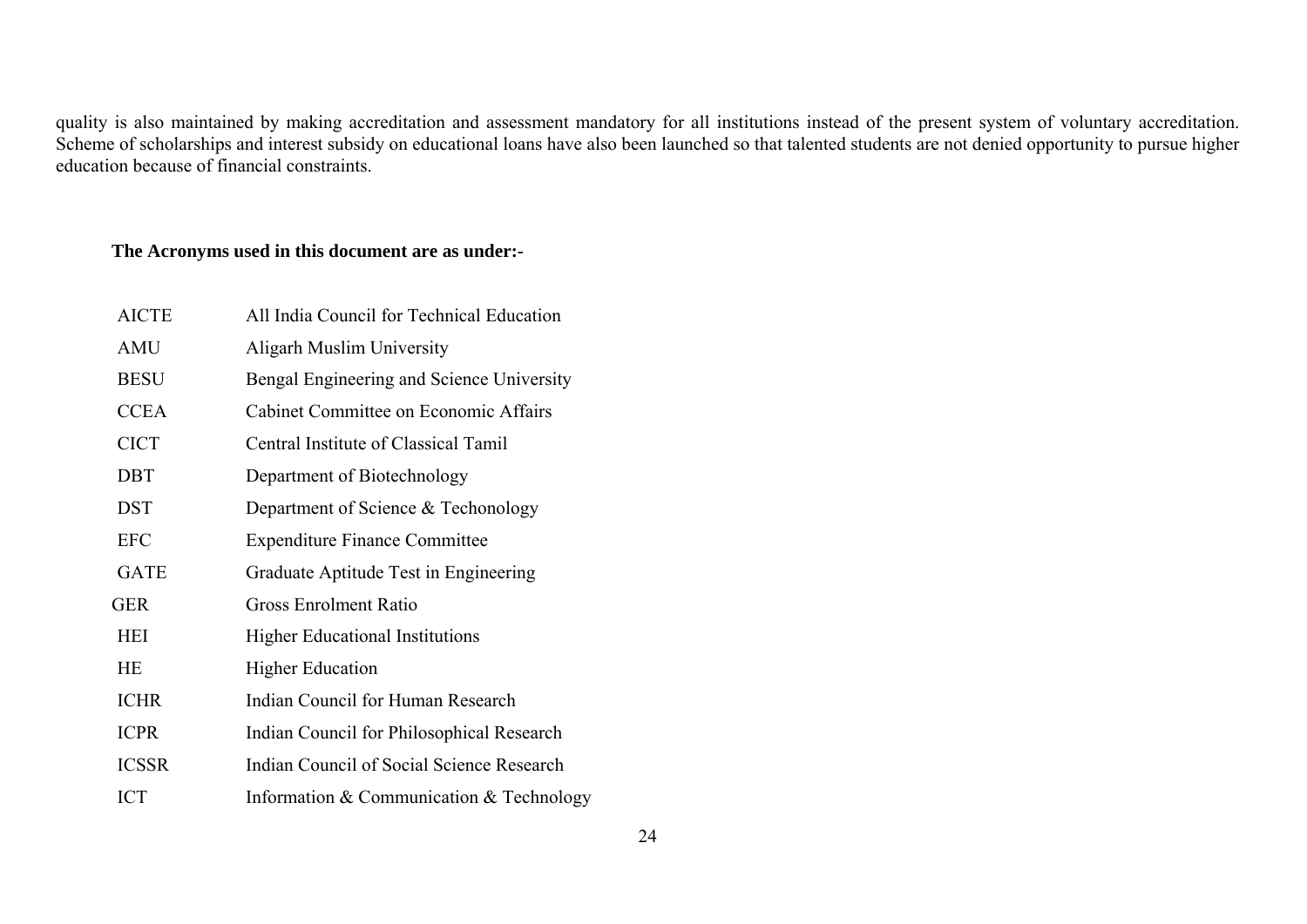quality is also maintained by making accreditation and assessment mandatory for all institutions instead of the present system of voluntary accreditation. Scheme of scholarships and interest subsidy on educational loans have also been launched so that talented students are not denied opportunity to pursue higher education because of financial constraints.

**The Acronyms used in this document are as under:-**

| | |
|---|---|
| AICTE | All India Council for Technical Education |
| AMU | Aligarh Muslim University |
| BESU | Bengal Engineering and Science University |
| CCEA | Cabinet Committee on Economic Affairs |
| CICT | Central Institute of Classical Tamil |
| DBT | Department of Biotechnology |
| DST | Department of Science & Techonology |
| EFC | Expenditure Finance Committee |
| GATE | Graduate Aptitude Test in Engineering |
| GER | Gross Enrolment Ratio |
| HEI | Higher Educational Institutions |
| HE | Higher Education |
| ICHR | Indian Council for Human Research |
| ICPR | Indian Council for Philosophical Research |
| ICSSR | Indian Council of Social Science Research |
| ICT | Information & Communication & Technology |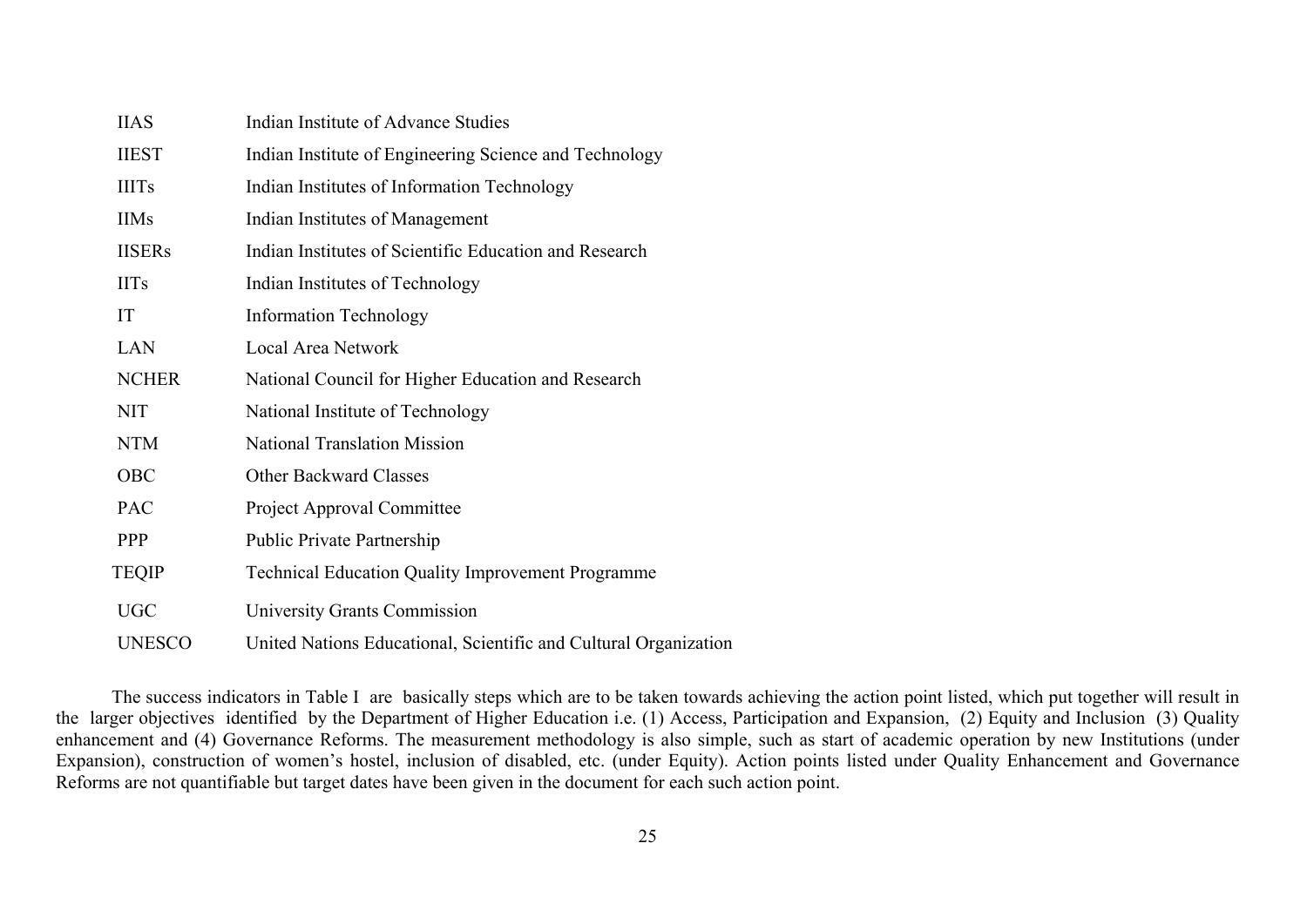| | |
|---|---|
| IIAS | Indian Institute of Advance Studies |
| IIEST | Indian Institute of Engineering Science and Technology |
| IIITs | Indian Institutes of Information Technology |
| IIMs | Indian Institutes of Management |
| IISERs | Indian Institutes of Scientific Education and Research |
| IITs | Indian Institutes of Technology |
| IT | Information Technology |
| LAN | Local Area Network |
| NCHER | National Council for Higher Education and Research |
| NIT | National Institute of Technology |
| NTM | National Translation Mission |
| OBC | Other Backward Classes |
| PAC | Project Approval Committee |
| PPP | Public Private Partnership |
| TEQIP | Technical Education Quality Improvement Programme |
| UGC | University Grants Commission |
| UNESCO | United Nations Educational, Scientific and Cultural Organization |

The success indicators in Table I are basically steps which are to be taken towards achieving the action point listed, which put together will result in the larger objectives identified by the Department of Higher Education i.e. (1) Access, Participation and Expansion, (2) Equity and Inclusion (3) Quality enhancement and (4) Governance Reforms. The measurement methodology is also simple, such as start of academic operation by new Institutions (under Expansion), construction of women's hostel, inclusion of disabled, etc. (under Equity). Action points listed under Quality Enhancement and Governance Reforms are not quantifiable but target dates have been given in the document for each such action point.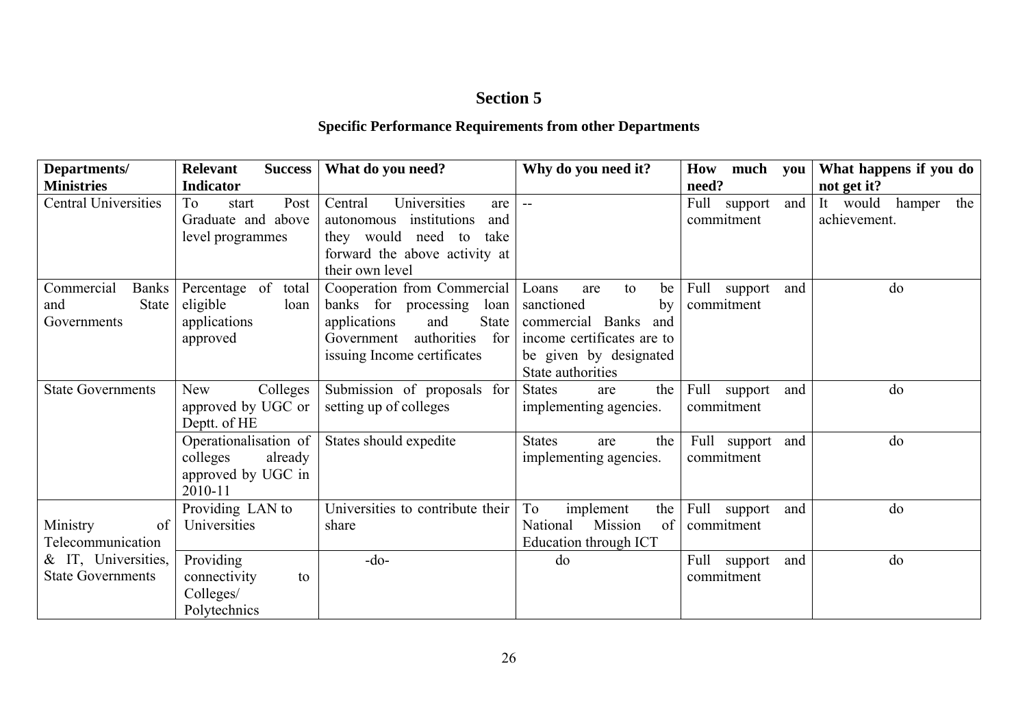## Section 5

### Specific Performance Requirements from other Departments

| Departments/ Ministries | Relevant Success Indicator | What do you need? | Why do you need it? | How much you need? | What happens if you do not get it? |
|---|---|---|---|---|---|
| Central Universities | To start Post Graduate and above level programmes | Central Universities are autonomous institutions and they would need to take forward the above activity at their own level | -- | Full support and commitment | It would hamper the achievement. |
| Commercial Banks and State Governments | Percentage of total eligible loan applications approved | Cooperation from Commercial banks for processing loan applications and State Government authorities for issuing Income certificates | Loans are to be sanctioned by commercial Banks and income certificates are to be given by designated State authorities | Full support and commitment | do |
| State Governments | New Colleges approved by UGC or Deptt. of HE | Submission of proposals for setting up of colleges | States are the implementing agencies. | Full support and commitment | do |
| | Operationalisation of colleges already approved by UGC in 2010-11 | States should expedite | States are the implementing agencies. | Full support and commitment | do |
| Ministry of Telecommunication & IT, Universities, State Governments | Providing LAN to Universities | Universities to contribute their share | To implement the National Mission of Education through ICT | Full support and commitment | do |
| | Providing connectivity to Colleges/ Polytechnics | -do- | do | Full support and commitment | do |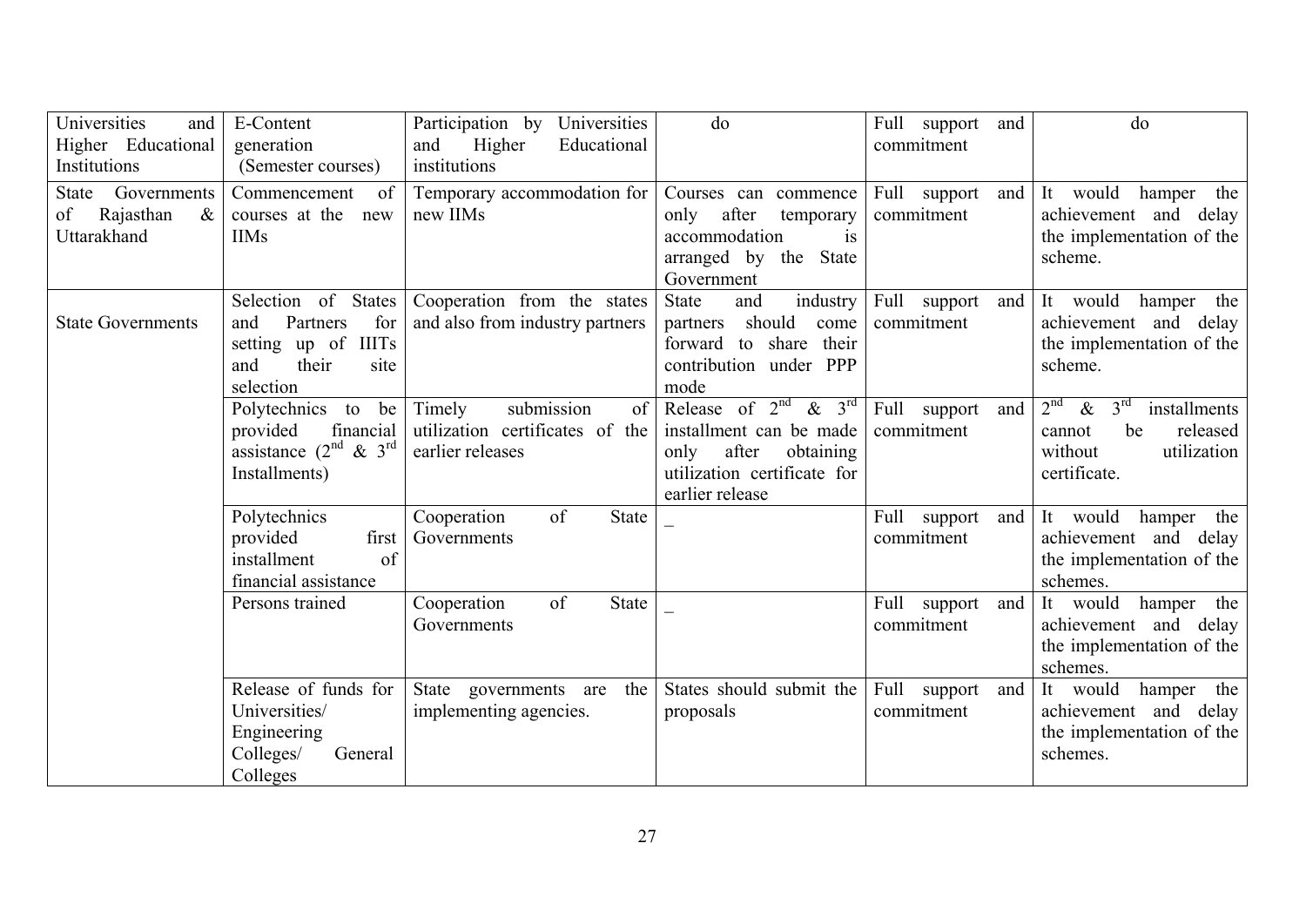| Universities and Higher Educational Institutions | E-Content generation (Semester courses) | Participation by Universities and Higher Educational institutions | do | Full support and commitment | do |
|---|---|---|---|---|---|
| State Governments of Rajasthan & Uttarakhand | Commencement of courses at the new IIMs | Temporary accommodation for new IIMs | Courses can commence only after temporary accommodation is arranged by the State Government | Full support and commitment | It would hamper the achievement and delay the implementation of the scheme. |
| State Governments | Selection of States and Partners for setting up of IIITs and their site selection | Cooperation from the states and also from industry partners | State and industry partners should come forward to share their contribution under PPP mode | Full support and commitment | It would hamper the achievement and delay the implementation of the scheme. |
| | Polytechnics to be provided financial assistance (2nd & 3rd Installments) | Timely submission of utilization certificates of the earlier releases | Release of 2nd & 3rd installment can be made only after obtaining utilization certificate for earlier release | Full support and commitment | 2nd & 3rd installments cannot be released without utilization certificate. |
| | Polytechnics provided first installment of financial assistance | Cooperation of State Governments | _ | Full support and commitment | It would hamper the achievement and delay the implementation of the schemes. |
| | Persons trained | Cooperation of State Governments | _ | Full support and commitment | It would hamper the achievement and delay the implementation of the schemes. |
| | Release of funds for Universities/ Engineering Colleges/ General Colleges | State governments are the implementing agencies. | States should submit the proposals | Full support and commitment | It would hamper the achievement and delay the implementation of the schemes. |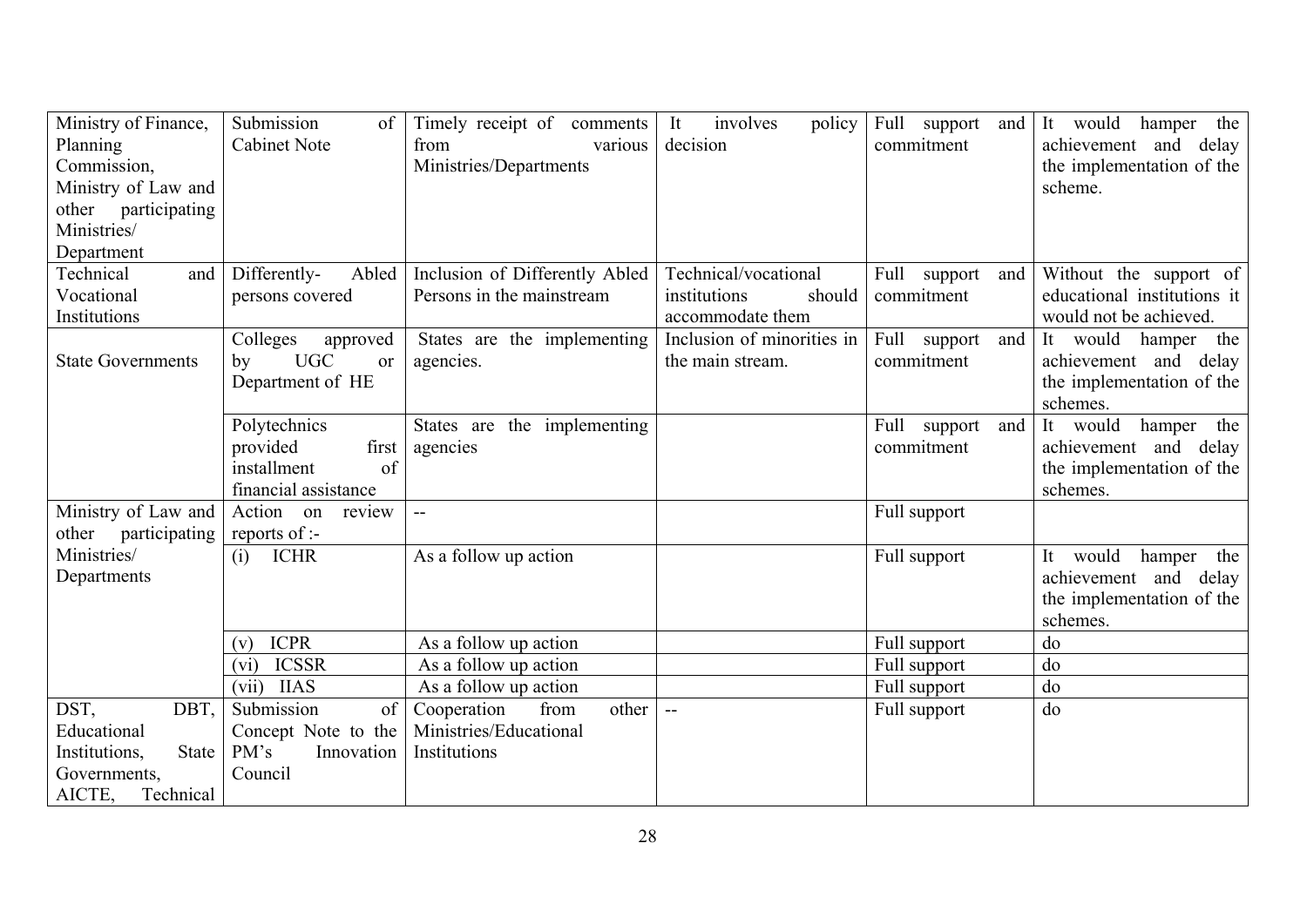| Ministry of Finance, Planning Commission, Ministry of Law and other participating Ministries/ Department | Submission of Cabinet Note | Timely receipt of comments from various Ministries/Departments | It involves policy decision | Full support and commitment | It would hamper the achievement and delay the implementation of the scheme. |
|---|---|---|---|---|---|
| Technical and Vocational Institutions | Differently- Abled persons covered | Inclusion of Differently Abled Persons in the mainstream | Technical/vocational institutions should accommodate them | Full support and commitment | Without the support of educational institutions it would not be achieved. |
| State Governments | Colleges approved by UGC or Department of HE | States are the implementing agencies. | Inclusion of minorities in the main stream. | Full support and commitment | It would hamper the achievement and delay the implementation of the schemes. |
| | Polytechnics provided first installment of financial assistance | States are the implementing agencies | | Full support and commitment | It would hamper the achievement and delay the implementation of the schemes. |
| Ministry of Law and other participating Ministries/ Departments | Action on review reports of :- | -- | | Full support | |
| | (i) ICHR | As a follow up action | | Full support | It would hamper the achievement and delay the implementation of the schemes. |
| | (v) ICPR | As a follow up action | | Full support | do |
| | (vi) ICSSR | As a follow up action | | Full support | do |
| | (vii) IIAS | As a follow up action | | Full support | do |
| DST, DBT, Educational Institutions, State Governments, AICTE, Technical | Submission of Concept Note to the PM's Innovation Council | Cooperation from other Ministries/Educational Institutions | -- | Full support | do |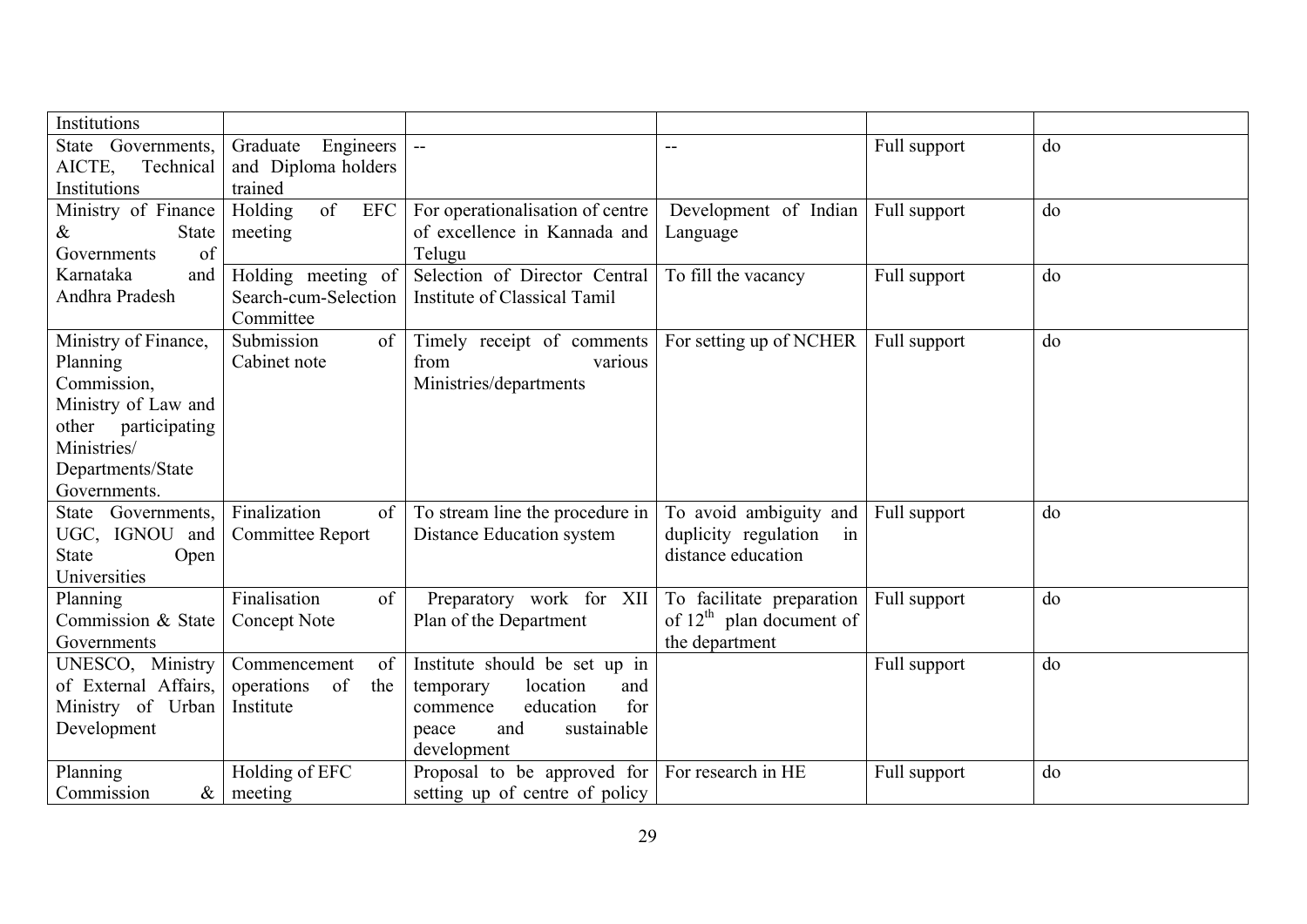| | | | | | |
|---|---|---|---|---|---|
| Institutions | | | | | |
| State Governments, AICTE, Technical Institutions | Graduate Engineers and Diploma holders trained | -- | -- | Full support | do |
| Ministry of Finance & State Governments of Karnataka and Andhra Pradesh | Holding of EFC meeting | For operationalisation of centre of excellence in Kannada and Telugu | Development of Indian Language | Full support | do |
| | Holding meeting of Search-cum-Selection Committee | Selection of Director Central Institute of Classical Tamil | To fill the vacancy | Full support | do |
| Ministry of Finance, Planning Commission, Ministry of Law and other participating Ministries/ Departments/State Governments. | Submission of Cabinet note | Timely receipt of comments from various Ministries/departments | For setting up of NCHER | Full support | do |
| State Governments, UGC, IGNOU and State Open Universities | Finalization of Committee Report | To stream line the procedure in Distance Education system | To avoid ambiguity and duplicity regulation in distance education | Full support | do |
| Planning Commission & State Governments | Finalisation of Concept Note | Preparatory work for XII Plan of the Department | To facilitate preparation of 12[th] plan document of the department | Full support | do |
| UNESCO, Ministry of External Affairs, Ministry of Urban Development | Commencement of operations of the Institute | Institute should be set up in temporary location and commence education for peace and sustainable development | | Full support | do |
| Planning Commission & | Holding of EFC meeting | Proposal to be approved for setting up of centre of policy | For research in HE | Full support | do |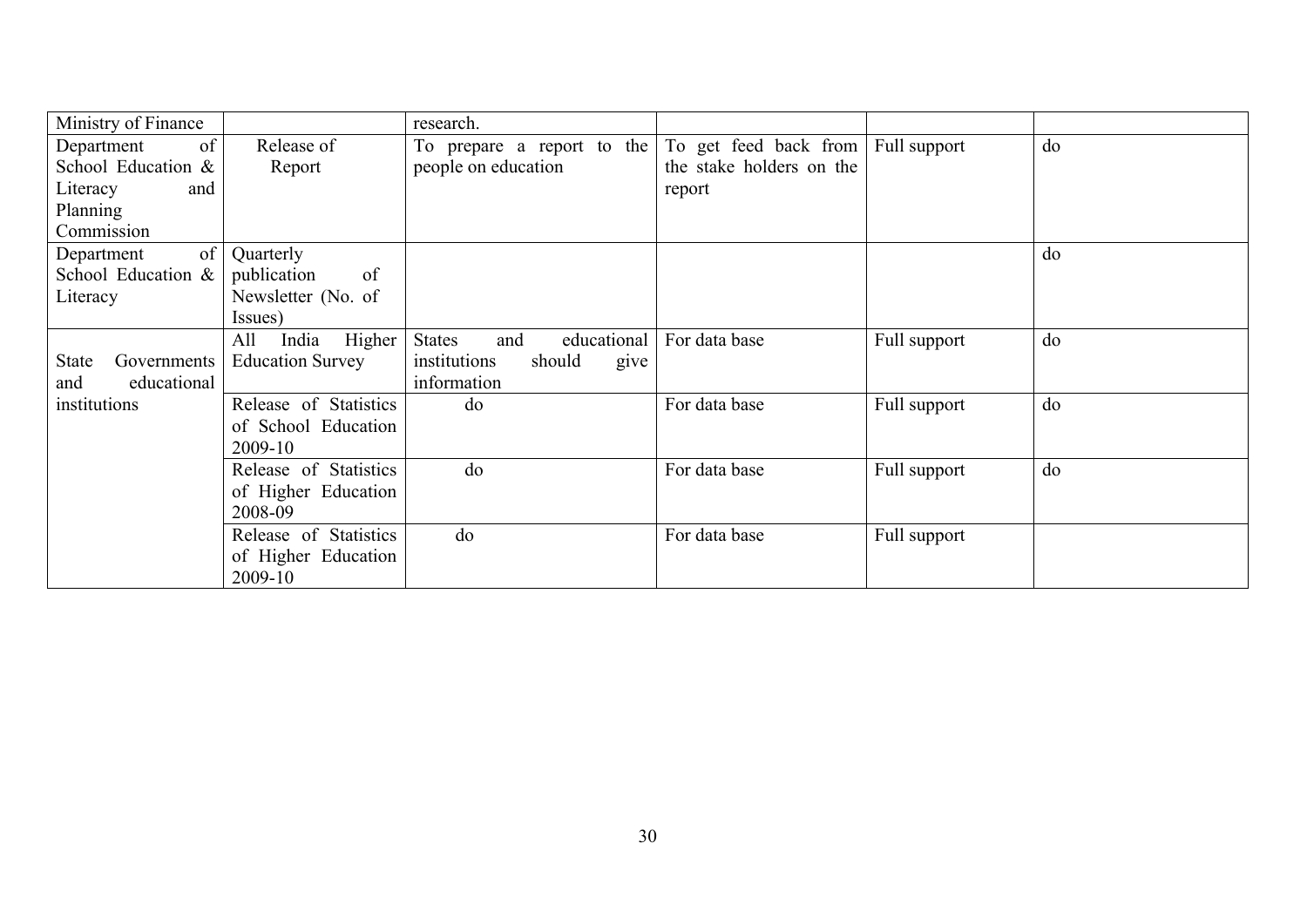| | | | | | |
|---|---|---|---|---|---|
| Ministry of Finance | | research. | | | |
| Department of School Education & Literacy and Planning Commission | Release of Report | To prepare a report to the people on education | To get feed back from the stake holders on the report | Full support | do |
| Department of School Education & Literacy | Quarterly publication of Newsletter (No. of Issues) | | | | do |
| State Governments and educational institutions | All India Higher Education Survey | States and educational institutions should give information | For data base | Full support | do |
| | Release of Statistics of School Education 2009-10 | do | For data base | Full support | do |
| | Release of Statistics of Higher Education 2008-09 | do | For data base | Full support | do |
| | Release of Statistics of Higher Education 2009-10 | do | For data base | Full support | |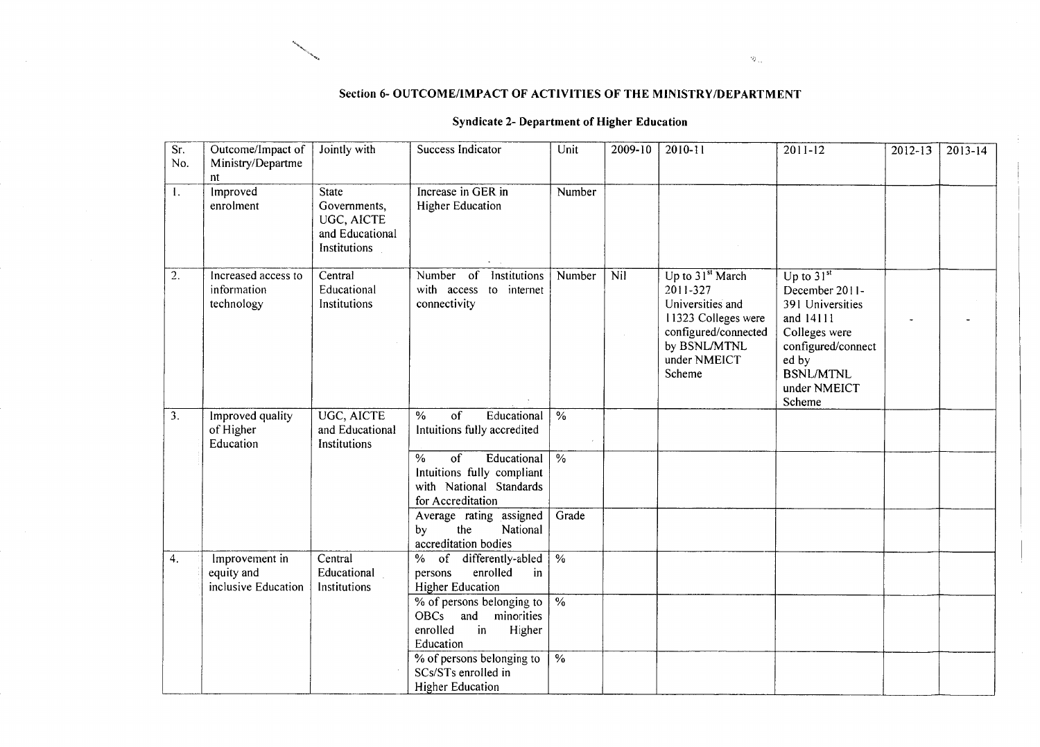## Section 6- OUTCOME/IMPACT OF ACTIVITIES OF THE MINISTRY/DEPARTMENT

### Syndicate 2- Department of Higher Education

| Sr. No. | Outcome/Impact of Ministry/Department | Jointly with | Success Indicator | Unit | 2009-10 | 2010-11 | 2011-12 | 2012-13 | 2013-14 |
|---|---|---|---|---|---|---|---|---|---|
| 1. | Improved enrolment | State Governments, UGC, AICTE and Educational Institutions | Increase in GER in Higher Education | Number | | | | | |
| 2. | Increased access to information technology | Central Educational Institutions | Number of Institutions with access to internet connectivity | Number | Nil | Up to 31st March 2011-327 Universities and 11323 Colleges were configured/connected by BSNL/MTNL under NMEICT Scheme | Up to 31st December 2011-391 Universities and 14111 Colleges were configured/connected by BSNL/MTNL under NMEICT Scheme | - | - |
| 3. | Improved quality of Higher Education | UGC, AICTE and Educational Institutions | % of Educational Intuitions fully accredited | % | | | | | |
| | | | % of Educational Intuitions fully compliant with National Standards for Accreditation | % | | | | | |
| | | | Average rating assigned by the National accreditation bodies | Grade | | | | | |
| 4. | Improvement in equity and inclusive Education | Central Educational Institutions | % of differently-abled persons enrolled in Higher Education | % | | | | | |
| | | | % of persons belonging to OBCs and minorities enrolled in Higher Education | % | | | | | |
| | | | % of persons belonging to SCs/STs enrolled in Higher Education | % | | | | | |